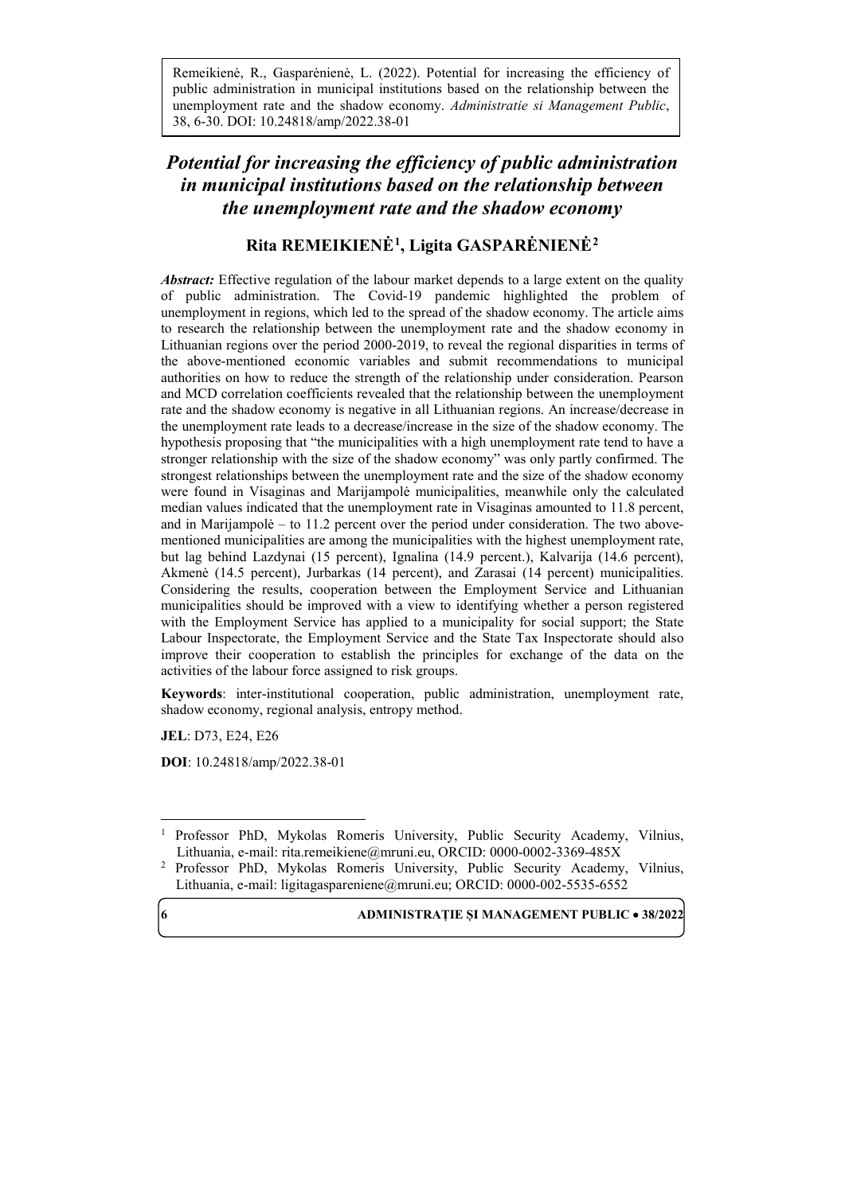Remeikienė, R., Gasparėnienė, L. (2022). Potential for increasing the efficiency of public administration in municipal institutions based on the relationship between the unemployment rate and the shadow economy. *Administratie si Management Public*, 38, 6-30. DOI: 10.24818/amp/2022.38-01

# *Potential for increasing the efficiency of public administration in municipal institutions based on the relationship between the unemployment rate and the shadow economy*

## Rita REMEIKIENĖ[1], Ligita GASPARĖNIENĖ[2]

***Abstract:*** Effective regulation of the labour market depends to a large extent on the quality of public administration. The Covid-19 pandemic highlighted the problem of unemployment in regions, which led to the spread of the shadow economy. The article aims to research the relationship between the unemployment rate and the shadow economy in Lithuanian regions over the period 2000-2019, to reveal the regional disparities in terms of the above-mentioned economic variables and submit recommendations to municipal authorities on how to reduce the strength of the relationship under consideration. Pearson and MCD correlation coefficients revealed that the relationship between the unemployment rate and the shadow economy is negative in all Lithuanian regions. An increase/decrease in the unemployment rate leads to a decrease/increase in the size of the shadow economy. The hypothesis proposing that "the municipalities with a high unemployment rate tend to have a stronger relationship with the size of the shadow economy" was only partly confirmed. The strongest relationships between the unemployment rate and the size of the shadow economy were found in Visaginas and Marijampolė municipalities, meanwhile only the calculated median values indicated that the unemployment rate in Visaginas amounted to 11.8 percent, and in Marijampolė – to 11.2 percent over the period under consideration. The two above-mentioned municipalities are among the municipalities with the highest unemployment rate, but lag behind Lazdynai (15 percent), Ignalina (14.9 percent.), Kalvarija (14.6 percent), Akmenė (14.5 percent), Jurbarkas (14 percent), and Zarasai (14 percent) municipalities. Considering the results, cooperation between the Employment Service and Lithuanian municipalities should be improved with a view to identifying whether a person registered with the Employment Service has applied to a municipality for social support; the State Labour Inspectorate, the Employment Service and the State Tax Inspectorate should also improve their cooperation to establish the principles for exchange of the data on the activities of the labour force assigned to risk groups.

**Keywords**: inter-institutional cooperation, public administration, unemployment rate, shadow economy, regional analysis, entropy method.

**JEL**: D73, E24, E26

**DOI**: 10.24818/amp/2022.38-01

[1] Professor PhD, Mykolas Romeris University, Public Security Academy, Vilnius, Lithuania, e-mail: rita.remeikiene@mruni.eu, ORCID: 0000-0002-3369-485X

[2] Professor PhD, Mykolas Romeris University, Public Security Academy, Vilnius, Lithuania, e-mail: ligitagaspareniene@mruni.eu; ORCID: 0000-002-5535-6552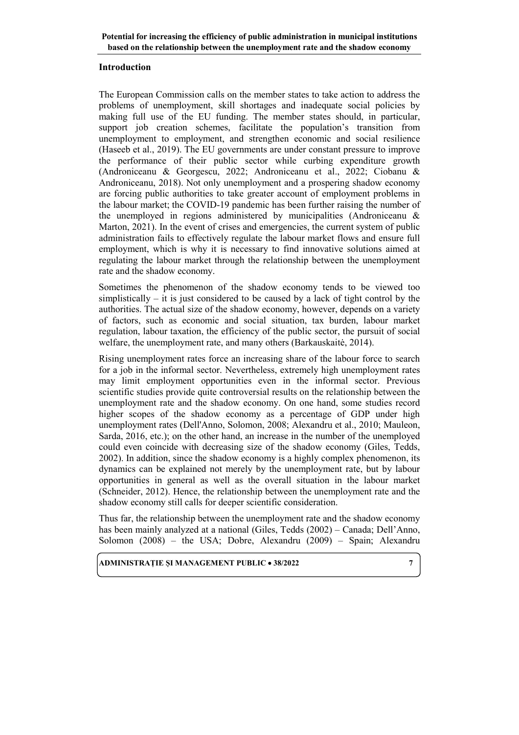## Introduction

The European Commission calls on the member states to take action to address the problems of unemployment, skill shortages and inadequate social policies by making full use of the EU funding. The member states should, in particular, support job creation schemes, facilitate the population's transition from unemployment to employment, and strengthen economic and social resilience (Haseeb et al., 2019). The EU governments are under constant pressure to improve the performance of their public sector while curbing expenditure growth (Androniceanu & Georgescu, 2022; Androniceanu et al., 2022; Ciobanu & Androniceanu, 2018). Not only unemployment and a prospering shadow economy are forcing public authorities to take greater account of employment problems in the labour market; the COVID-19 pandemic has been further raising the number of the unemployed in regions administered by municipalities (Androniceanu & Marton, 2021). In the event of crises and emergencies, the current system of public administration fails to effectively regulate the labour market flows and ensure full employment, which is why it is necessary to find innovative solutions aimed at regulating the labour market through the relationship between the unemployment rate and the shadow economy.

Sometimes the phenomenon of the shadow economy tends to be viewed too simplistically – it is just considered to be caused by a lack of tight control by the authorities. The actual size of the shadow economy, however, depends on a variety of factors, such as economic and social situation, tax burden, labour market regulation, labour taxation, the efficiency of the public sector, the pursuit of social welfare, the unemployment rate, and many others (Barkauskaitė, 2014).

Rising unemployment rates force an increasing share of the labour force to search for a job in the informal sector. Nevertheless, extremely high unemployment rates may limit employment opportunities even in the informal sector. Previous scientific studies provide quite controversial results on the relationship between the unemployment rate and the shadow economy. On one hand, some studies record higher scopes of the shadow economy as a percentage of GDP under high unemployment rates (Dell'Anno, Solomon, 2008; Alexandru et al., 2010; Mauleon, Sarda, 2016, etc.); on the other hand, an increase in the number of the unemployed could even coincide with decreasing size of the shadow economy (Giles, Tedds, 2002). In addition, since the shadow economy is a highly complex phenomenon, its dynamics can be explained not merely by the unemployment rate, but by labour opportunities in general as well as the overall situation in the labour market (Schneider, 2012). Hence, the relationship between the unemployment rate and the shadow economy still calls for deeper scientific consideration.

Thus far, the relationship between the unemployment rate and the shadow economy has been mainly analyzed at a national (Giles, Tedds (2002) – Canada; Dell'Anno, Solomon (2008) – the USA; Dobre, Alexandru (2009) – Spain; Alexandru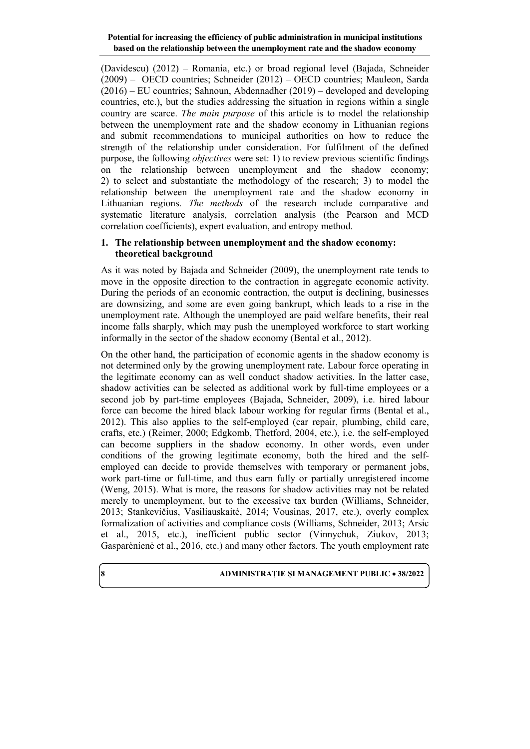(Davidescu) (2012) – Romania, etc.) or broad regional level (Bajada, Schneider (2009) – OECD countries; Schneider (2012) – OECD countries; Mauleon, Sarda (2016) – EU countries; Sahnoun, Abdennadher (2019) – developed and developing countries, etc.), but the studies addressing the situation in regions within a single country are scarce. *The main purpose* of this article is to model the relationship between the unemployment rate and the shadow economy in Lithuanian regions and submit recommendations to municipal authorities on how to reduce the strength of the relationship under consideration. For fulfilment of the defined purpose, the following *objectives* were set: 1) to review previous scientific findings on the relationship between unemployment and the shadow economy; 2) to select and substantiate the methodology of the research; 3) to model the relationship between the unemployment rate and the shadow economy in Lithuanian regions. *The methods* of the research include comparative and systematic literature analysis, correlation analysis (the Pearson and MCD correlation coefficients), expert evaluation, and entropy method.

## 1. The relationship between unemployment and the shadow economy: theoretical background

As it was noted by Bajada and Schneider (2009), the unemployment rate tends to move in the opposite direction to the contraction in aggregate economic activity. During the periods of an economic contraction, the output is declining, businesses are downsizing, and some are even going bankrupt, which leads to a rise in the unemployment rate. Although the unemployed are paid welfare benefits, their real income falls sharply, which may push the unemployed workforce to start working informally in the sector of the shadow economy (Bental et al., 2012).

On the other hand, the participation of economic agents in the shadow economy is not determined only by the growing unemployment rate. Labour force operating in the legitimate economy can as well conduct shadow activities. In the latter case, shadow activities can be selected as additional work by full-time employees or a second job by part-time employees (Bajada, Schneider, 2009), i.e. hired labour force can become the hired black labour working for regular firms (Bental et al., 2012). This also applies to the self-employed (car repair, plumbing, child care, crafts, etc.) (Reimer, 2000; Edgkomb, Thetford, 2004, etc.), i.e. the self-employed can become suppliers in the shadow economy. In other words, even under conditions of the growing legitimate economy, both the hired and the self-employed can decide to provide themselves with temporary or permanent jobs, work part-time or full-time, and thus earn fully or partially unregistered income (Weng, 2015). What is more, the reasons for shadow activities may not be related merely to unemployment, but to the excessive tax burden (Williams, Schneider, 2013; Stankevičius, Vasiliauskaitė, 2014; Vousinas, 2017, etc.), overly complex formalization of activities and compliance costs (Williams, Schneider, 2013; Arsic et al., 2015, etc.), inefficient public sector (Vinnychuk, Ziukov, 2013; Gasparėnienė et al., 2016, etc.) and many other factors. The youth employment rate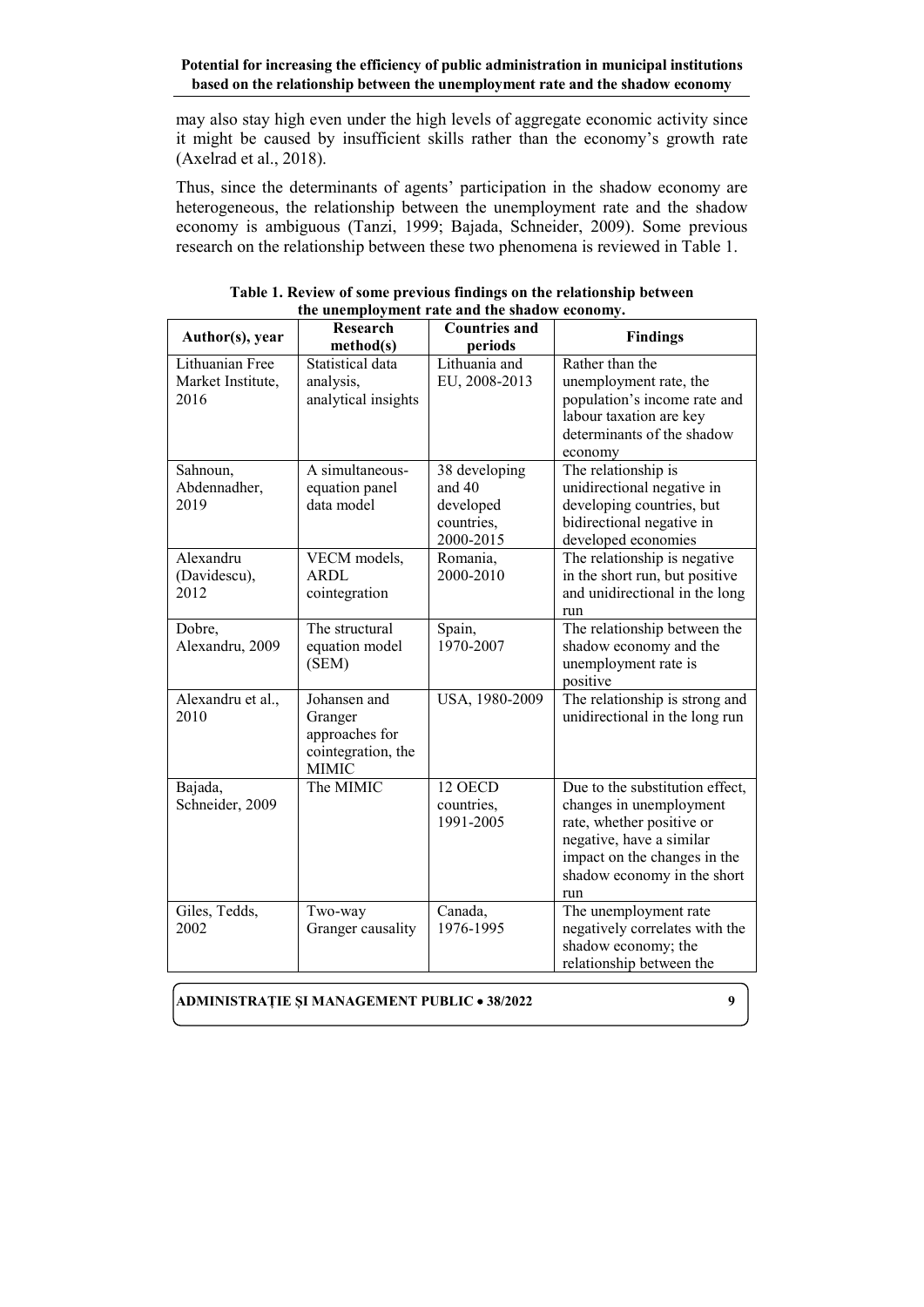may also stay high even under the high levels of aggregate economic activity since it might be caused by insufficient skills rather than the economy's growth rate (Axelrad et al., 2018).

Thus, since the determinants of agents' participation in the shadow economy are heterogeneous, the relationship between the unemployment rate and the shadow economy is ambiguous (Tanzi, 1999; Bajada, Schneider, 2009). Some previous research on the relationship between these two phenomena is reviewed in Table 1.

**Table 1. Review of some previous findings on the relationship between the unemployment rate and the shadow economy.**

| Author(s), year | Research method(s) | Countries and periods | Findings |
|---|---|---|---|
| Lithuanian Free Market Institute, 2016 | Statistical data analysis, analytical insights | Lithuania and EU, 2008-2013 | Rather than the unemployment rate, the population's income rate and labour taxation are key determinants of the shadow economy |
| Sahnoun, Abdennadher, 2019 | A simultaneous-equation panel data model | 38 developing and 40 developed countries, 2000-2015 | The relationship is unidirectional negative in developing countries, but bidirectional negative in developed economies |
| Alexandru (Davidescu), 2012 | VECM models, ARDL cointegration | Romania, 2000-2010 | The relationship is negative in the short run, but positive and unidirectional in the long run |
| Dobre, Alexandru, 2009 | The structural equation model (SEM) | Spain, 1970-2007 | The relationship between the shadow economy and the unemployment rate is positive |
| Alexandru et al., 2010 | Johansen and Granger approaches for cointegration, the MIMIC | USA, 1980-2009 | The relationship is strong and unidirectional in the long run |
| Bajada, Schneider, 2009 | The MIMIC | 12 OECD countries, 1991-2005 | Due to the substitution effect, changes in unemployment rate, whether positive or negative, have a similar impact on the changes in the shadow economy in the short run |
| Giles, Tedds, 2002 | Two-way Granger causality | Canada, 1976-1995 | The unemployment rate negatively correlates with the shadow economy; the relationship between the |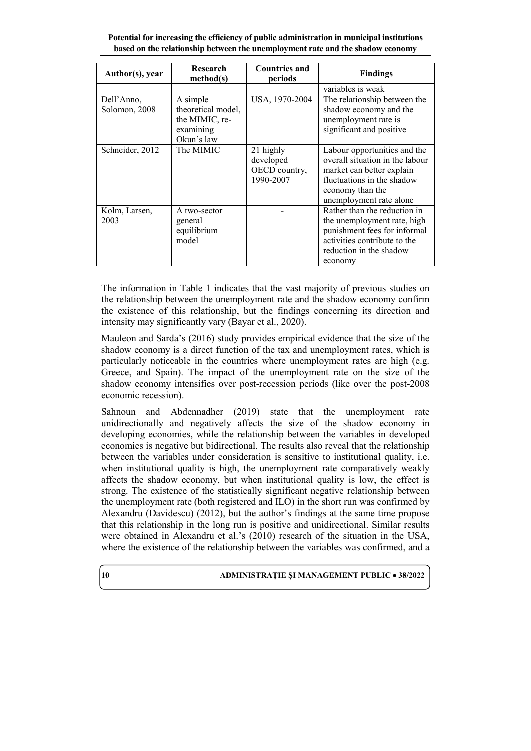| Author(s), year | Research method(s) | Countries and periods | Findings |
|---|---|---|---|
| | | | variables is weak |
| Dell'Anno, Solomon, 2008 | A simple theoretical model, the MIMIC, re-examining Okun's law | USA, 1970-2004 | The relationship between the shadow economy and the unemployment rate is significant and positive |
| Schneider, 2012 | The MIMIC | 21 highly developed OECD country, 1990-2007 | Labour opportunities and the overall situation in the labour market can better explain fluctuations in the shadow economy than the unemployment rate alone |
| Kolm, Larsen, 2003 | A two-sector general equilibrium model | - | Rather than the reduction in the unemployment rate, high punishment fees for informal activities contribute to the reduction in the shadow economy |

The information in Table 1 indicates that the vast majority of previous studies on the relationship between the unemployment rate and the shadow economy confirm the existence of this relationship, but the findings concerning its direction and intensity may significantly vary (Bayar et al., 2020).

Mauleon and Sarda's (2016) study provides empirical evidence that the size of the shadow economy is a direct function of the tax and unemployment rates, which is particularly noticeable in the countries where unemployment rates are high (e.g. Greece, and Spain). The impact of the unemployment rate on the size of the shadow economy intensifies over post-recession periods (like over the post-2008 economic recession).

Sahnoun and Abdennadher (2019) state that the unemployment rate unidirectionally and negatively affects the size of the shadow economy in developing economies, while the relationship between the variables in developed economies is negative but bidirectional. The results also reveal that the relationship between the variables under consideration is sensitive to institutional quality, i.e. when institutional quality is high, the unemployment rate comparatively weakly affects the shadow economy, but when institutional quality is low, the effect is strong. The existence of the statistically significant negative relationship between the unemployment rate (both registered and ILO) in the short run was confirmed by Alexandru (Davidescu) (2012), but the author's findings at the same time propose that this relationship in the long run is positive and unidirectional. Similar results were obtained in Alexandru et al.'s (2010) research of the situation in the USA, where the existence of the relationship between the variables was confirmed, and a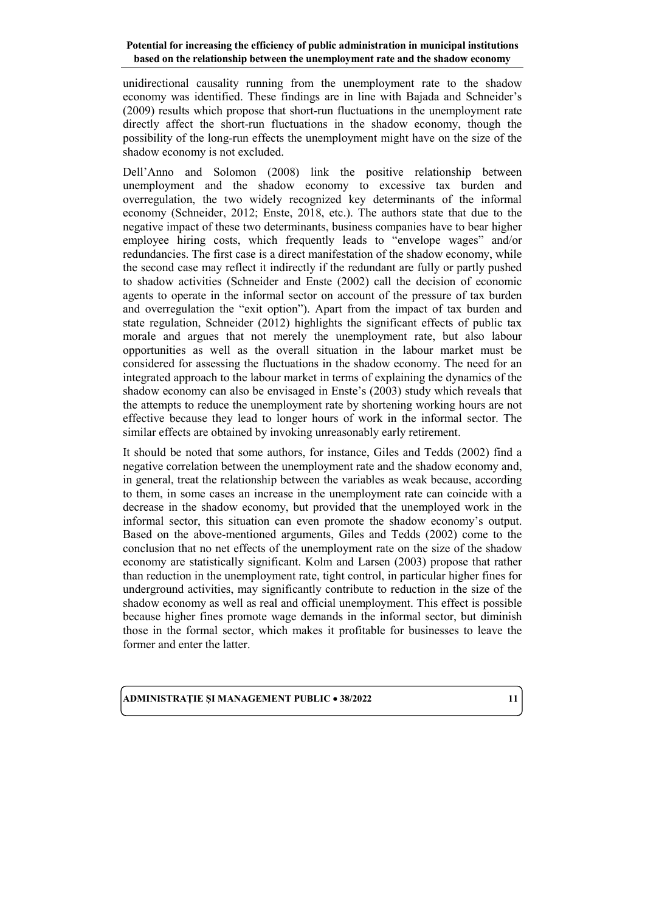unidirectional causality running from the unemployment rate to the shadow economy was identified. These findings are in line with Bajada and Schneider's (2009) results which propose that short-run fluctuations in the unemployment rate directly affect the short-run fluctuations in the shadow economy, though the possibility of the long-run effects the unemployment might have on the size of the shadow economy is not excluded.

Dell'Anno and Solomon (2008) link the positive relationship between unemployment and the shadow economy to excessive tax burden and overregulation, the two widely recognized key determinants of the informal economy (Schneider, 2012; Enste, 2018, etc.). The authors state that due to the negative impact of these two determinants, business companies have to bear higher employee hiring costs, which frequently leads to "envelope wages" and/or redundancies. The first case is a direct manifestation of the shadow economy, while the second case may reflect it indirectly if the redundant are fully or partly pushed to shadow activities (Schneider and Enste (2002) call the decision of economic agents to operate in the informal sector on account of the pressure of tax burden and overregulation the "exit option"). Apart from the impact of tax burden and state regulation, Schneider (2012) highlights the significant effects of public tax morale and argues that not merely the unemployment rate, but also labour opportunities as well as the overall situation in the labour market must be considered for assessing the fluctuations in the shadow economy. The need for an integrated approach to the labour market in terms of explaining the dynamics of the shadow economy can also be envisaged in Enste's (2003) study which reveals that the attempts to reduce the unemployment rate by shortening working hours are not effective because they lead to longer hours of work in the informal sector. The similar effects are obtained by invoking unreasonably early retirement.

It should be noted that some authors, for instance, Giles and Tedds (2002) find a negative correlation between the unemployment rate and the shadow economy and, in general, treat the relationship between the variables as weak because, according to them, in some cases an increase in the unemployment rate can coincide with a decrease in the shadow economy, but provided that the unemployed work in the informal sector, this situation can even promote the shadow economy's output. Based on the above-mentioned arguments, Giles and Tedds (2002) come to the conclusion that no net effects of the unemployment rate on the size of the shadow economy are statistically significant. Kolm and Larsen (2003) propose that rather than reduction in the unemployment rate, tight control, in particular higher fines for underground activities, may significantly contribute to reduction in the size of the shadow economy as well as real and official unemployment. This effect is possible because higher fines promote wage demands in the informal sector, but diminish those in the formal sector, which makes it profitable for businesses to leave the former and enter the latter.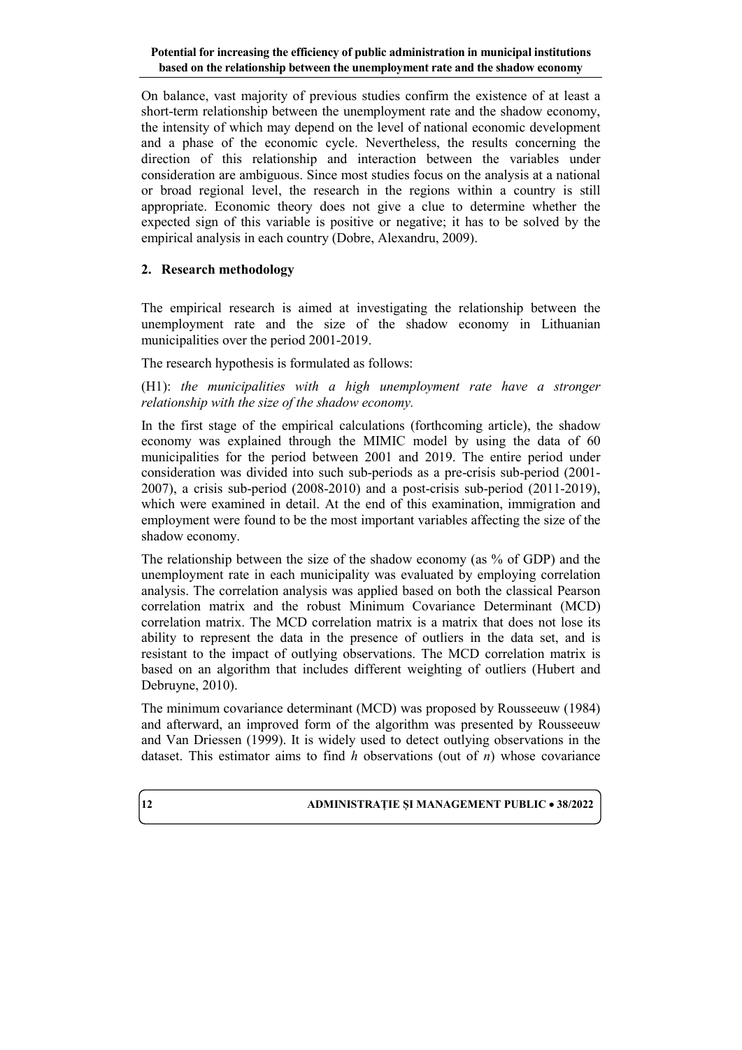On balance, vast majority of previous studies confirm the existence of at least a short-term relationship between the unemployment rate and the shadow economy, the intensity of which may depend on the level of national economic development and a phase of the economic cycle. Nevertheless, the results concerning the direction of this relationship and interaction between the variables under consideration are ambiguous. Since most studies focus on the analysis at a national or broad regional level, the research in the regions within a country is still appropriate. Economic theory does not give a clue to determine whether the expected sign of this variable is positive or negative; it has to be solved by the empirical analysis in each country (Dobre, Alexandru, 2009).

## 2. Research methodology

The empirical research is aimed at investigating the relationship between the unemployment rate and the size of the shadow economy in Lithuanian municipalities over the period 2001-2019.

The research hypothesis is formulated as follows:

(H1): *the municipalities with a high unemployment rate have a stronger relationship with the size of the shadow economy.*

In the first stage of the empirical calculations (forthcoming article), the shadow economy was explained through the MIMIC model by using the data of 60 municipalities for the period between 2001 and 2019. The entire period under consideration was divided into such sub-periods as a pre-crisis sub-period (2001-2007), a crisis sub-period (2008-2010) and a post-crisis sub-period (2011-2019), which were examined in detail. At the end of this examination, immigration and employment were found to be the most important variables affecting the size of the shadow economy.

The relationship between the size of the shadow economy (as % of GDP) and the unemployment rate in each municipality was evaluated by employing correlation analysis. The correlation analysis was applied based on both the classical Pearson correlation matrix and the robust Minimum Covariance Determinant (MCD) correlation matrix. The MCD correlation matrix is a matrix that does not lose its ability to represent the data in the presence of outliers in the data set, and is resistant to the impact of outlying observations. The MCD correlation matrix is based on an algorithm that includes different weighting of outliers (Hubert and Debruyne, 2010).

The minimum covariance determinant (MCD) was proposed by Rousseeuw (1984) and afterward, an improved form of the algorithm was presented by Rousseeuw and Van Driessen (1999). It is widely used to detect outlying observations in the dataset. This estimator aims to find $h$ observations (out of $n$) whose covariance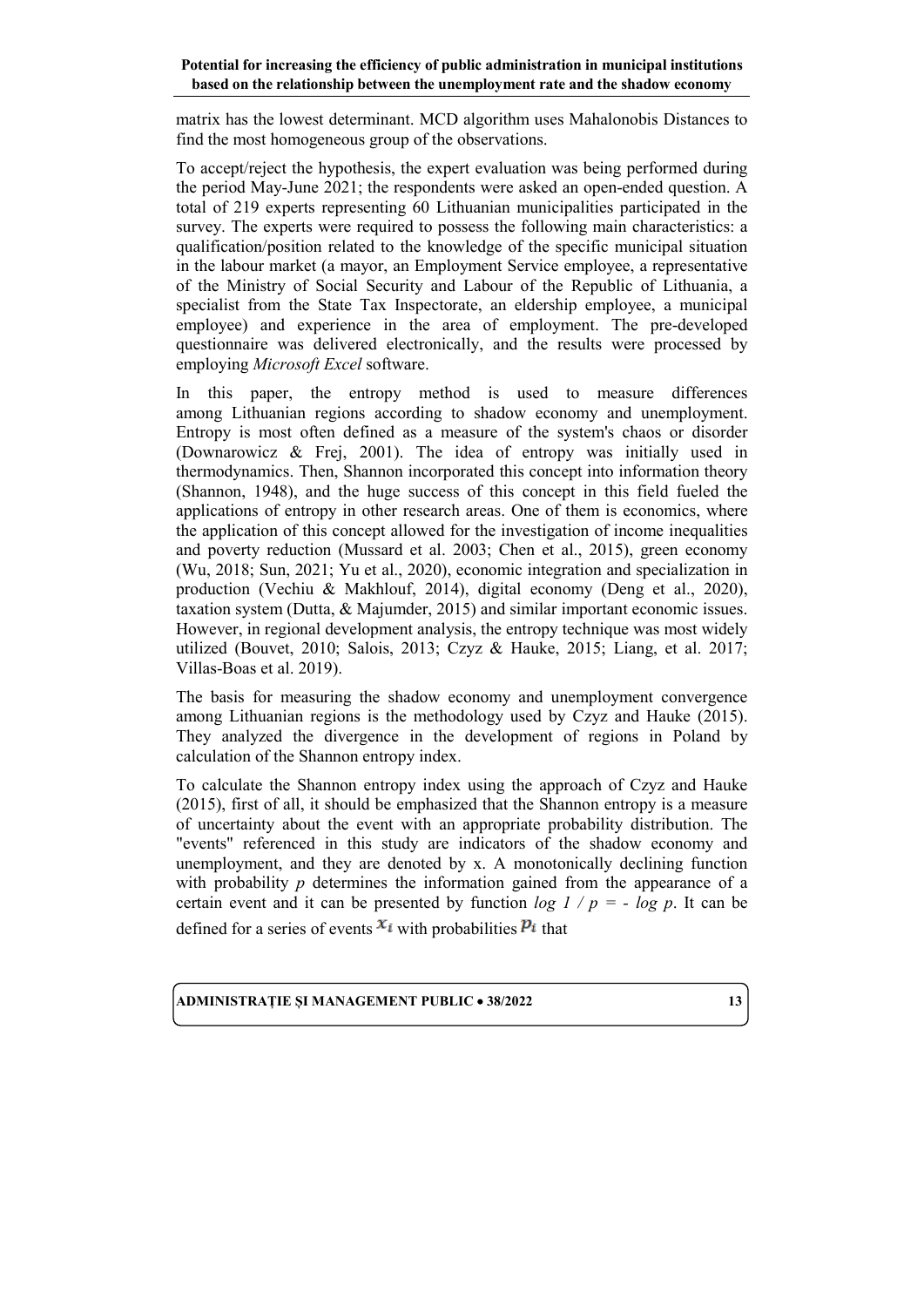matrix has the lowest determinant. MCD algorithm uses Mahalonobis Distances to find the most homogeneous group of the observations.

To accept/reject the hypothesis, the expert evaluation was being performed during the period May-June 2021; the respondents were asked an open-ended question. A total of 219 experts representing 60 Lithuanian municipalities participated in the survey. The experts were required to possess the following main characteristics: a qualification/position related to the knowledge of the specific municipal situation in the labour market (a mayor, an Employment Service employee, a representative of the Ministry of Social Security and Labour of the Republic of Lithuania, a specialist from the State Tax Inspectorate, an eldership employee, a municipal employee) and experience in the area of employment. The pre-developed questionnaire was delivered electronically, and the results were processed by employing *Microsoft Excel* software.

In this paper, the entropy method is used to measure differences among Lithuanian regions according to shadow economy and unemployment. Entropy is most often defined as a measure of the system's chaos or disorder (Downarowicz & Frej, 2001). The idea of entropy was initially used in thermodynamics. Then, Shannon incorporated this concept into information theory (Shannon, 1948), and the huge success of this concept in this field fueled the applications of entropy in other research areas. One of them is economics, where the application of this concept allowed for the investigation of income inequalities and poverty reduction (Mussard et al. 2003; Chen et al., 2015), green economy (Wu, 2018; Sun, 2021; Yu et al., 2020), economic integration and specialization in production (Vechiu & Makhlouf, 2014), digital economy (Deng et al., 2020), taxation system (Dutta, & Majumder, 2015) and similar important economic issues. However, in regional development analysis, the entropy technique was most widely utilized (Bouvet, 2010; Salois, 2013; Czyz & Hauke, 2015; Liang, et al. 2017; Villas-Boas et al. 2019).

The basis for measuring the shadow economy and unemployment convergence among Lithuanian regions is the methodology used by Czyz and Hauke (2015). They analyzed the divergence in the development of regions in Poland by calculation of the Shannon entropy index.

To calculate the Shannon entropy index using the approach of Czyz and Hauke (2015), first of all, it should be emphasized that the Shannon entropy is a measure of uncertainty about the event with an appropriate probability distribution. The "events" referenced in this study are indicators of the shadow economy and unemployment, and they are denoted by x. A monotonically declining function with probability $p$ determines the information gained from the appearance of a certain event and it can be presented by function $\log 1 / p = - \log p$. It can be defined for a series of events $x_i$ with probabilities $p_i$ that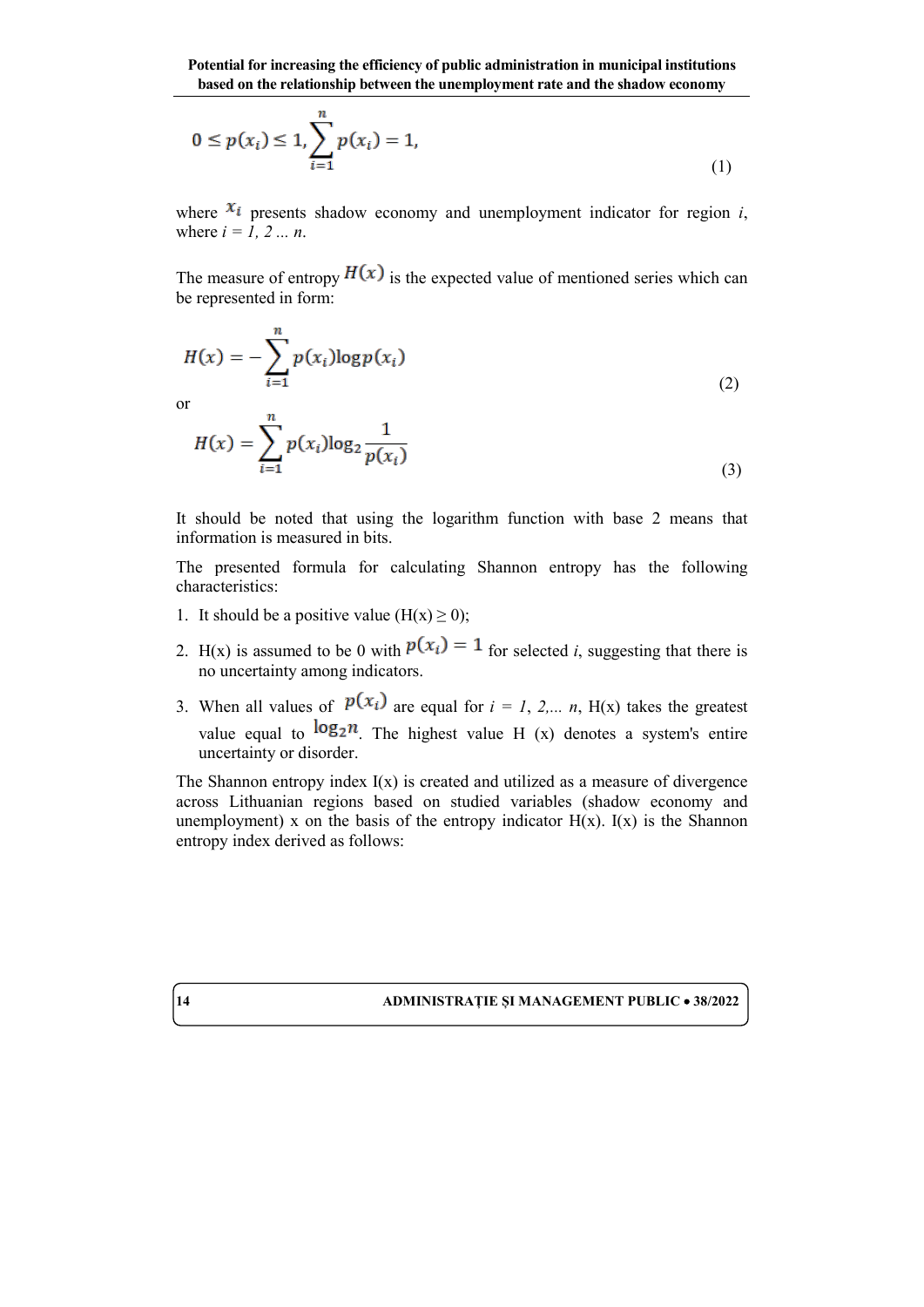$$0 \leq p(x_i) \leq 1, \sum_{i=1}^{n} p(x_i) = 1, \tag{1}$$

where $x_i$ presents shadow economy and unemployment indicator for region *i*, where *i = 1, 2 ... n*.

The measure of entropy $H(x)$ is the expected value of mentioned series which can be represented in form:

$$H(x) = -\sum_{i=1}^{n} p(x_i) \log p(x_i) \tag{2}$$

or

$$H(x) = \sum_{i=1}^{n} p(x_i) \log_2 \frac{1}{p(x_i)} \tag{3}$$

It should be noted that using the logarithm function with base 2 means that information is measured in bits.

The presented formula for calculating Shannon entropy has the following characteristics:

1. It should be a positive value ($H(x) \geq 0$);
2. H(x) is assumed to be 0 with $p(x_i) = 1$ for selected *i*, suggesting that there is no uncertainty among indicators.
3. When all values of $p(x_i)$ are equal for *i = 1, 2,... n*, H(x) takes the greatest value equal to $\log_2 n$. The highest value H (x) denotes a system's entire uncertainty or disorder.

The Shannon entropy index I(x) is created and utilized as a measure of divergence across Lithuanian regions based on studied variables (shadow economy and unemployment) x on the basis of the entropy indicator H(x). I(x) is the Shannon entropy index derived as follows: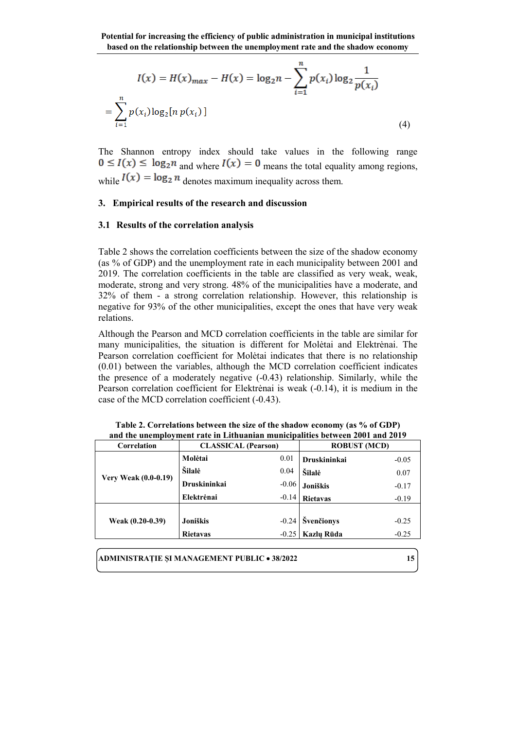$$I(x) = H(x)_{max} - H(x) = \log_2 n - \sum_{i=1}^{n} p(x_i) \log_2 \frac{1}{p(x_i)}$$

$$= \sum_{i=1}^{n} p(x_i) \log_2 [n \, p(x_i)] \qquad (4)$$

The Shannon entropy index should take values in the following range $0 \leq I(x) \leq \log_2 n$ and where $I(x) = 0$ means the total equality among regions, while $I(x) = \log_2 n$ denotes maximum inequality across them.

## 3. Empirical results of the research and discussion

### 3.1 Results of the correlation analysis

Table 2 shows the correlation coefficients between the size of the shadow economy (as % of GDP) and the unemployment rate in each municipality between 2001 and 2019. The correlation coefficients in the table are classified as very weak, weak, moderate, strong and very strong. 48% of the municipalities have a moderate, and 32% of them - a strong correlation relationship. However, this relationship is negative for 93% of the other municipalities, except the ones that have very weak relations.

Although the Pearson and MCD correlation coefficients in the table are similar for many municipalities, the situation is different for Molėtai and Elektrėnai. The Pearson correlation coefficient for Molėtai indicates that there is no relationship (0.01) between the variables, although the MCD correlation coefficient indicates the presence of a moderately negative (-0.43) relationship. Similarly, while the Pearson correlation coefficient for Elektrėnai is weak (-0.14), it is medium in the case of the MCD correlation coefficient (-0.43).

**Table 2. Correlations between the size of the shadow economy (as % of GDP) and the unemployment rate in Lithuanian municipalities between 2001 and 2019**

| Correlation | CLASSICAL (Pearson) | | ROBUST (MCD) | |
|---|---|---|---|---|
| Very Weak (0.0-0.19) | **Molėtai** | 0.01 | **Druskininkai** | -0.05 |
| | **Šilalė** | 0.04 | **Šilalė** | 0.07 |
| | **Druskininkai** | -0.06 | **Joniškis** | -0.17 |
| | **Elektrėnai** | -0.14 | **Rietavas** | -0.19 |
| Weak (0.20-0.39) | **Joniškis** | -0.24 | **Švenčionys** | -0.25 |
| | **Rietavas** | -0.25 | **Kazlų Rūda** | -0.25 |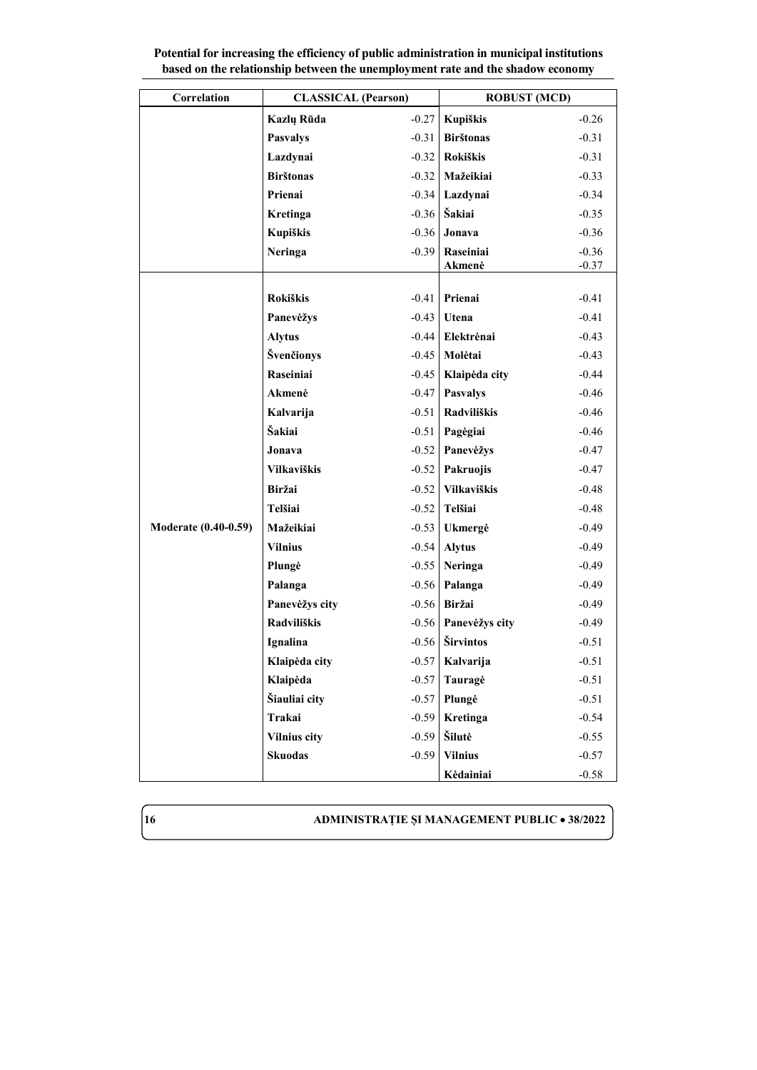| Correlation | CLASSICAL (Pearson) | | ROBUST (MCD) | |
|---|---|---|---|---|
| | **Kazlų Rūda** | -0.27 | **Kupiškis** | -0.26 |
| | **Pasvalys** | -0.31 | **Birštonas** | -0.31 |
| | **Lazdynai** | -0.32 | **Rokiškis** | -0.31 |
| | **Birštonas** | -0.32 | **Mažeikiai** | -0.33 |
| | **Prienai** | -0.34 | **Lazdynai** | -0.34 |
| | **Kretinga** | -0.36 | **Šakiai** | -0.35 |
| | **Kupiškis** | -0.36 | **Jonava** | -0.36 |
| | **Neringa** | -0.39 | **Raseiniai** | -0.36 |
| | | | **Akmenė** | -0.37 |
| **Moderate (0.40-0.59)** | **Rokiškis** | -0.41 | **Prienai** | -0.41 |
| | **Panevėžys** | -0.43 | **Utena** | -0.41 |
| | **Alytus** | -0.44 | **Elektrėnai** | -0.43 |
| | **Švenčionys** | -0.45 | **Molėtai** | -0.43 |
| | **Raseiniai** | -0.45 | **Klaipėda city** | -0.44 |
| | **Akmenė** | -0.47 | **Pasvalys** | -0.46 |
| | **Kalvarija** | -0.51 | **Radviliškis** | -0.46 |
| | **Šakiai** | -0.51 | **Pagėgiai** | -0.46 |
| | **Jonava** | -0.52 | **Panevėžys** | -0.47 |
| | **Vilkaviškis** | -0.52 | **Pakruojis** | -0.47 |
| | **Biržai** | -0.52 | **Vilkaviškis** | -0.48 |
| | **Telšiai** | -0.52 | **Telšiai** | -0.48 |
| | **Mažeikiai** | -0.53 | **Ukmergė** | -0.49 |
| | **Vilnius** | -0.54 | **Alytus** | -0.49 |
| | **Plungė** | -0.55 | **Neringa** | -0.49 |
| | **Palanga** | -0.56 | **Palanga** | -0.49 |
| | **Panevėžys city** | -0.56 | **Biržai** | -0.49 |
| | **Radviliškis** | -0.56 | **Panevėžys city** | -0.49 |
| | **Ignalina** | -0.56 | **Širvintos** | -0.51 |
| | **Klaipėda city** | -0.57 | **Kalvarija** | -0.51 |
| | **Klaipėda** | -0.57 | **Tauragė** | -0.51 |
| | **Šiauliai city** | -0.57 | **Plungė** | -0.51 |
| | **Trakai** | -0.59 | **Kretinga** | -0.54 |
| | **Vilnius city** | -0.59 | **Šilutė** | -0.55 |
| | **Skuodas** | -0.59 | **Vilnius** | -0.57 |
| | | | **Kėdainiai** | -0.58 |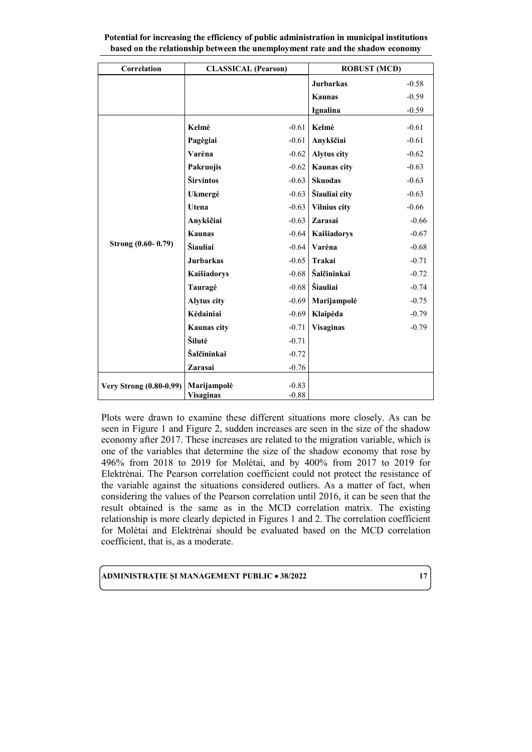| Correlation | CLASSICAL (Pearson) | | ROBUST (MCD) | |
|---|---|---|---|---|
| | | | **Jurbarkas** | -0.58 |
| | | | **Kaunas** | -0.59 |
| | | | **Ignalina** | -0.59 |
| **Strong (0.60- 0.79)** | **Kelmė** | -0.61 | **Kelmė** | -0.61 |
| | **Pagėgiai** | -0.61 | **Anykščiai** | -0.61 |
| | **Varėna** | -0.62 | **Alytus city** | -0.62 |
| | **Pakruojis** | -0.62 | **Kaunas city** | -0.63 |
| | **Širvintos** | -0.63 | **Skuodas** | -0.63 |
| | **Ukmergė** | -0.63 | **Šiauliai city** | -0.63 |
| | **Utena** | -0.63 | **Vilnius city** | -0.66 |
| | **Anykščiai** | -0.63 | **Zarasai** | -0.66 |
| | **Kaunas** | -0.64 | **Kaišiadorys** | -0.67 |
| | **Šiauliai** | -0.64 | **Varėna** | -0.68 |
| | **Jurbarkas** | -0.65 | **Trakai** | -0.71 |
| | **Kaišiadorys** | -0.68 | **Šalčininkai** | -0.72 |
| | **Tauragė** | -0.68 | **Šiauliai** | -0.74 |
| | **Alytus city** | -0.69 | **Marijampolė** | -0.75 |
| | **Kėdainiai** | -0.69 | **Klaipėda** | -0.79 |
| | **Kaunas city** | -0.71 | **Visaginas** | -0.79 |
| | **Šilutė** | -0.71 | | |
| | **Šalčininkai** | -0.72 | | |
| | **Zarasai** | -0.76 | | |
| **Very Strong (0.80-0.99)** | **Marijampolė** | -0.83 | | |
| | **Visaginas** | -0.88 | | |

Plots were drawn to examine these different situations more closely. As can be seen in Figure 1 and Figure 2, sudden increases are seen in the size of the shadow economy after 2017. These increases are related to the migration variable, which is one of the variables that determine the size of the shadow economy that rose by 496% from 2018 to 2019 for Molėtai, and by 400% from 2017 to 2019 for Elektrėnai. The Pearson correlation coefficient could not protect the resistance of the variable against the situations considered outliers. As a matter of fact, when considering the values of the Pearson correlation until 2016, it can be seen that the result obtained is the same as in the MCD correlation matrix. The existing relationship is more clearly depicted in Figures 1 and 2. The correlation coefficient for Molėtai and Elektrėnai should be evaluated based on the MCD correlation coefficient, that is, as a moderate.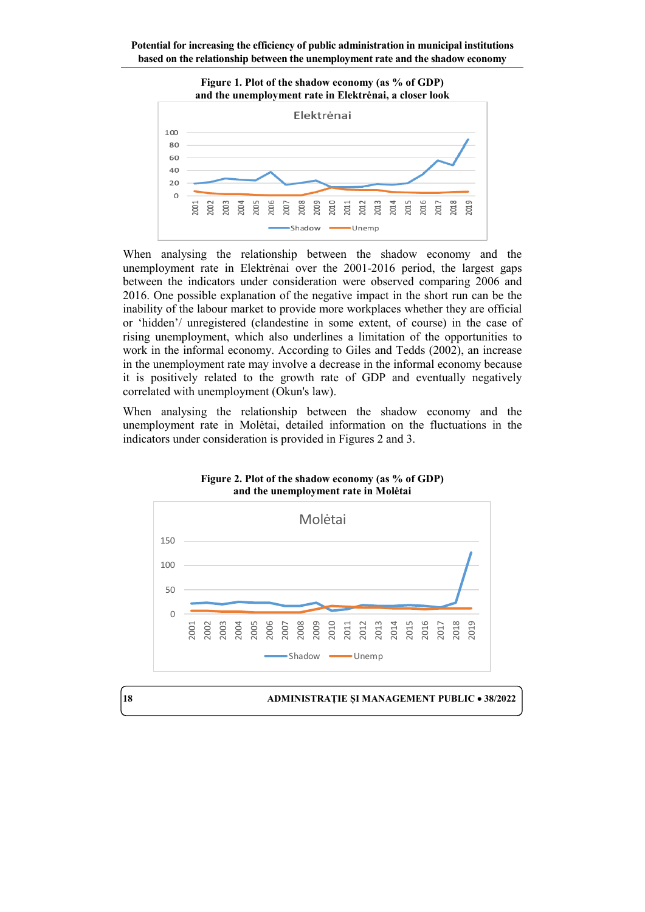**Figure 1. Plot of the shadow economy (as % of GDP) and the unemployment rate in Elektrėnai, a closer look**

When analysing the relationship between the shadow economy and the unemployment rate in Elektrėnai over the 2001-2016 period, the largest gaps between the indicators under consideration were observed comparing 2006 and 2016. One possible explanation of the negative impact in the short run can be the inability of the labour market to provide more workplaces whether they are official or 'hidden'/ unregistered (clandestine in some extent, of course) in the case of rising unemployment, which also underlines a limitation of the opportunities to work in the informal economy. According to Giles and Tedds (2002), an increase in the unemployment rate may involve a decrease in the informal economy because it is positively related to the growth rate of GDP and eventually negatively correlated with unemployment (Okun's law).

When analysing the relationship between the shadow economy and the unemployment rate in Molėtai, detailed information on the fluctuations in the indicators under consideration is provided in Figures 2 and 3.

**Figure 2. Plot of the shadow economy (as % of GDP) and the unemployment rate in Molėtai**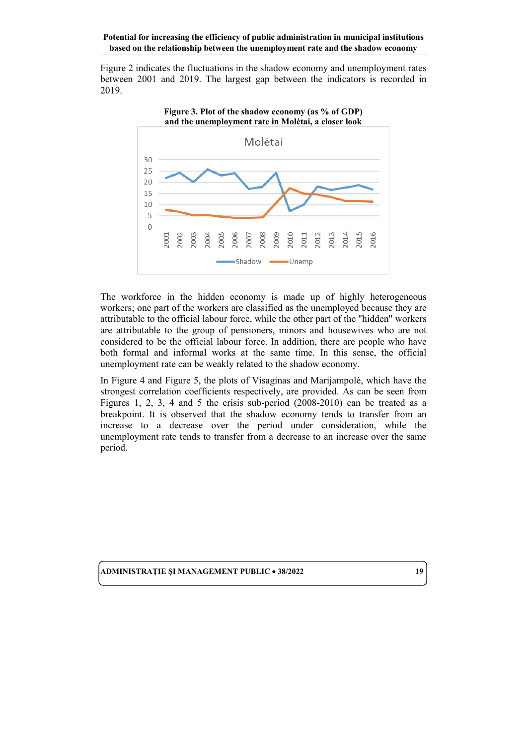Figure 2 indicates the fluctuations in the shadow economy and unemployment rates between 2001 and 2019. The largest gap between the indicators is recorded in 2019.

**Figure 3. Plot of the shadow economy (as % of GDP) and the unemployment rate in Molėtai, a closer look**

The workforce in the hidden economy is made up of highly heterogeneous workers; one part of the workers are classified as the unemployed because they are attributable to the official labour force, while the other part of the "hidden" workers are attributable to the group of pensioners, minors and housewives who are not considered to be the official labour force. In addition, there are people who have both formal and informal works at the same time. In this sense, the official unemployment rate can be weakly related to the shadow economy.

In Figure 4 and Figure 5, the plots of Visaginas and Marijampolė, which have the strongest correlation coefficients respectively, are provided. As can be seen from Figures 1, 2, 3, 4 and 5 the crisis sub-period (2008-2010) can be treated as a breakpoint. It is observed that the shadow economy tends to transfer from an increase to a decrease over the period under consideration, while the unemployment rate tends to transfer from a decrease to an increase over the same period.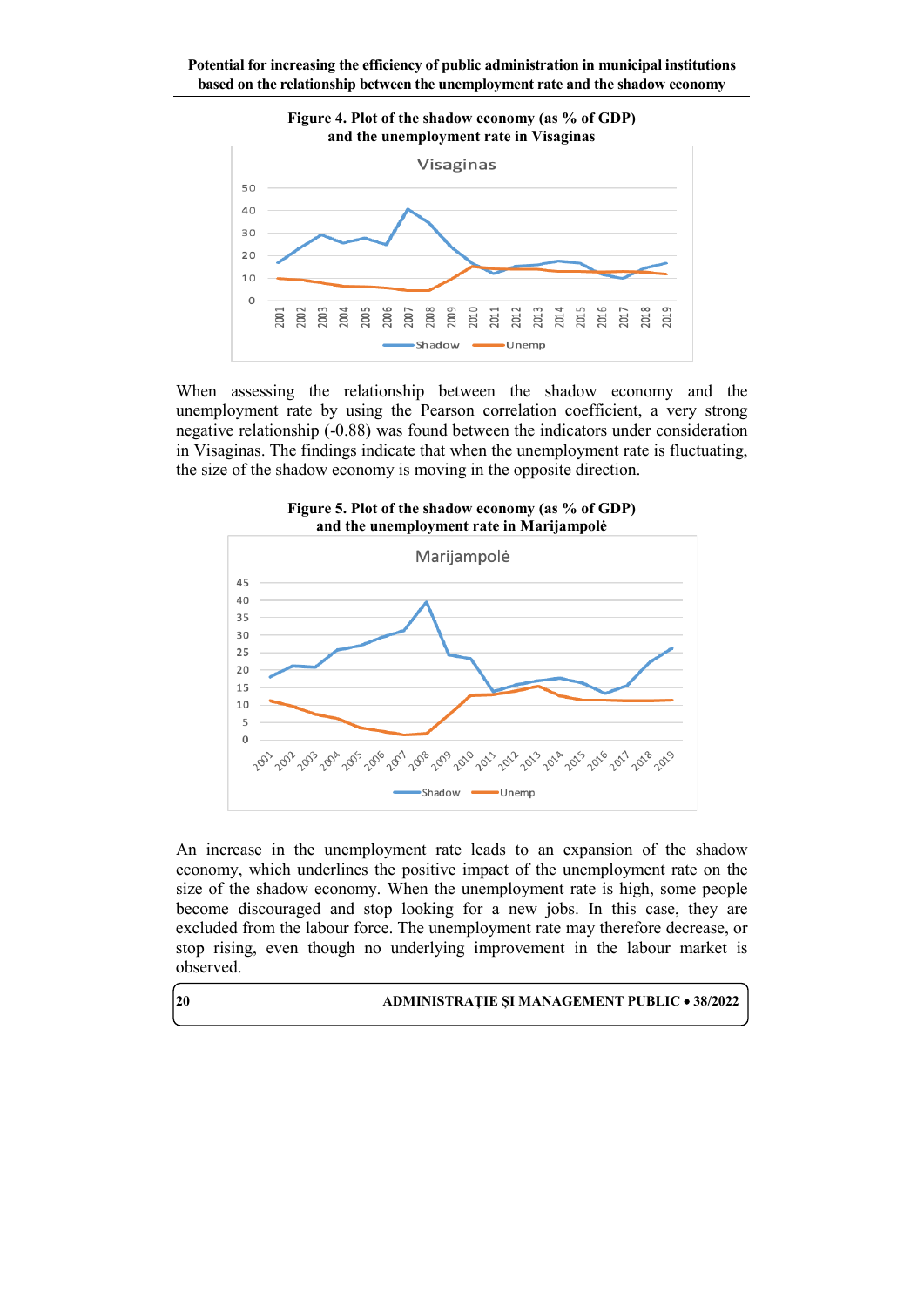**Figure 4. Plot of the shadow economy (as % of GDP) and the unemployment rate in Visaginas**

When assessing the relationship between the shadow economy and the unemployment rate by using the Pearson correlation coefficient, a very strong negative relationship (-0.88) was found between the indicators under consideration in Visaginas. The findings indicate that when the unemployment rate is fluctuating, the size of the shadow economy is moving in the opposite direction.

**Figure 5. Plot of the shadow economy (as % of GDP) and the unemployment rate in Marijampolė**

An increase in the unemployment rate leads to an expansion of the shadow economy, which underlines the positive impact of the unemployment rate on the size of the shadow economy. When the unemployment rate is high, some people become discouraged and stop looking for a new jobs. In this case, they are excluded from the labour force. The unemployment rate may therefore decrease, or stop rising, even though no underlying improvement in the labour market is observed.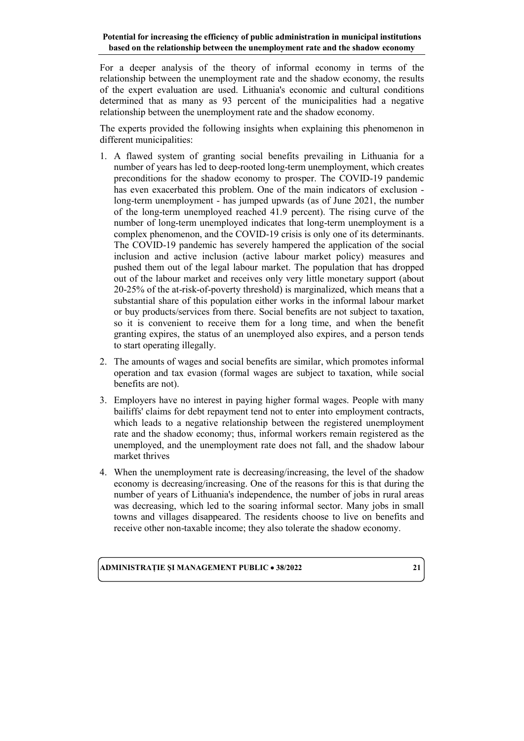For a deeper analysis of the theory of informal economy in terms of the relationship between the unemployment rate and the shadow economy, the results of the expert evaluation are used. Lithuania's economic and cultural conditions determined that as many as 93 percent of the municipalities had a negative relationship between the unemployment rate and the shadow economy.

The experts provided the following insights when explaining this phenomenon in different municipalities:

1. A flawed system of granting social benefits prevailing in Lithuania for a number of years has led to deep-rooted long-term unemployment, which creates preconditions for the shadow economy to prosper. The COVID-19 pandemic has even exacerbated this problem. One of the main indicators of exclusion - long-term unemployment - has jumped upwards (as of June 2021, the number of the long-term unemployed reached 41.9 percent). The rising curve of the number of long-term unemployed indicates that long-term unemployment is a complex phenomenon, and the COVID-19 crisis is only one of its determinants. The COVID-19 pandemic has severely hampered the application of the social inclusion and active inclusion (active labour market policy) measures and pushed them out of the legal labour market. The population that has dropped out of the labour market and receives only very little monetary support (about 20-25% of the at-risk-of-poverty threshold) is marginalized, which means that a substantial share of this population either works in the informal labour market or buy products/services from there. Social benefits are not subject to taxation, so it is convenient to receive them for a long time, and when the benefit granting expires, the status of an unemployed also expires, and a person tends to start operating illegally.
2. The amounts of wages and social benefits are similar, which promotes informal operation and tax evasion (formal wages are subject to taxation, while social benefits are not).
3. Employers have no interest in paying higher formal wages. People with many bailiffs' claims for debt repayment tend not to enter into employment contracts, which leads to a negative relationship between the registered unemployment rate and the shadow economy; thus, informal workers remain registered as the unemployed, and the unemployment rate does not fall, and the shadow labour market thrives
4. When the unemployment rate is decreasing/increasing, the level of the shadow economy is decreasing/increasing. One of the reasons for this is that during the number of years of Lithuania's independence, the number of jobs in rural areas was decreasing, which led to the soaring informal sector. Many jobs in small towns and villages disappeared. The residents choose to live on benefits and receive other non-taxable income; they also tolerate the shadow economy.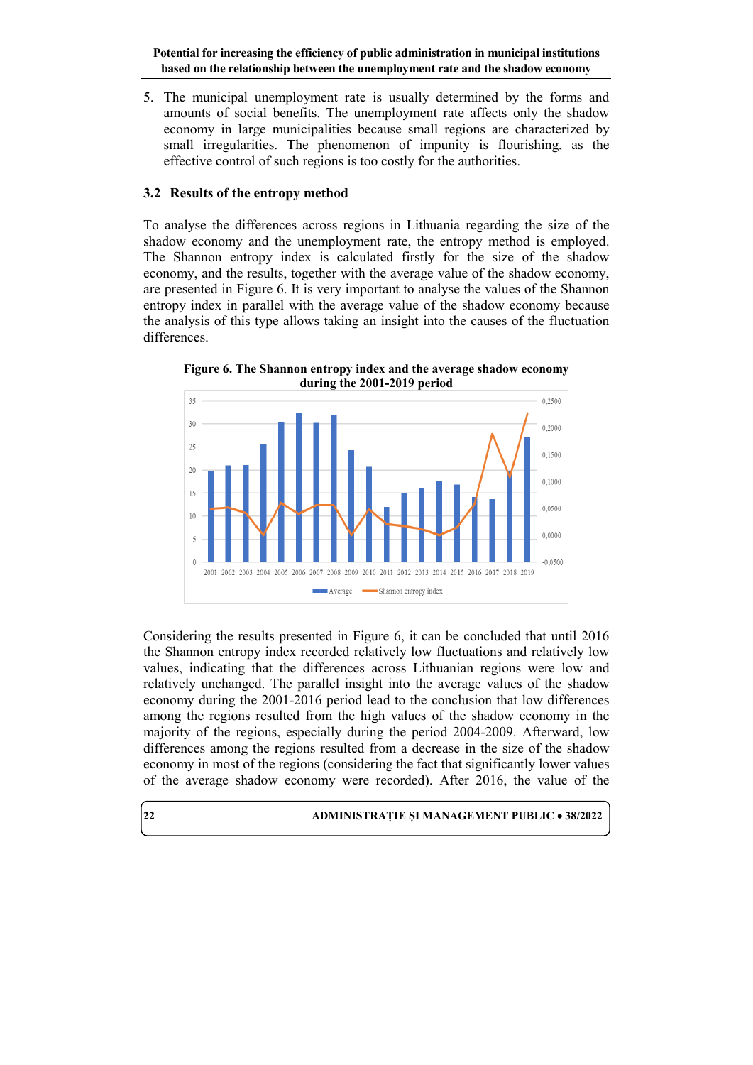5. The municipal unemployment rate is usually determined by the forms and amounts of social benefits. The unemployment rate affects only the shadow economy in large municipalities because small regions are characterized by small irregularities. The phenomenon of impunity is flourishing, as the effective control of such regions is too costly for the authorities.

### 3.2 Results of the entropy method

To analyse the differences across regions in Lithuania regarding the size of the shadow economy and the unemployment rate, the entropy method is employed. The Shannon entropy index is calculated firstly for the size of the shadow economy, and the results, together with the average value of the shadow economy, are presented in Figure 6. It is very important to analyse the values of the Shannon entropy index in parallel with the average value of the shadow economy because the analysis of this type allows taking an insight into the causes of the fluctuation differences.

**Figure 6. The Shannon entropy index and the average shadow economy during the 2001-2019 period**

Considering the results presented in Figure 6, it can be concluded that until 2016 the Shannon entropy index recorded relatively low fluctuations and relatively low values, indicating that the differences across Lithuanian regions were low and relatively unchanged. The parallel insight into the average values of the shadow economy during the 2001-2016 period lead to the conclusion that low differences among the regions resulted from the high values of the shadow economy in the majority of the regions, especially during the period 2004-2009. Afterward, low differences among the regions resulted from a decrease in the size of the shadow economy in most of the regions (considering the fact that significantly lower values of the average shadow economy were recorded). After 2016, the value of the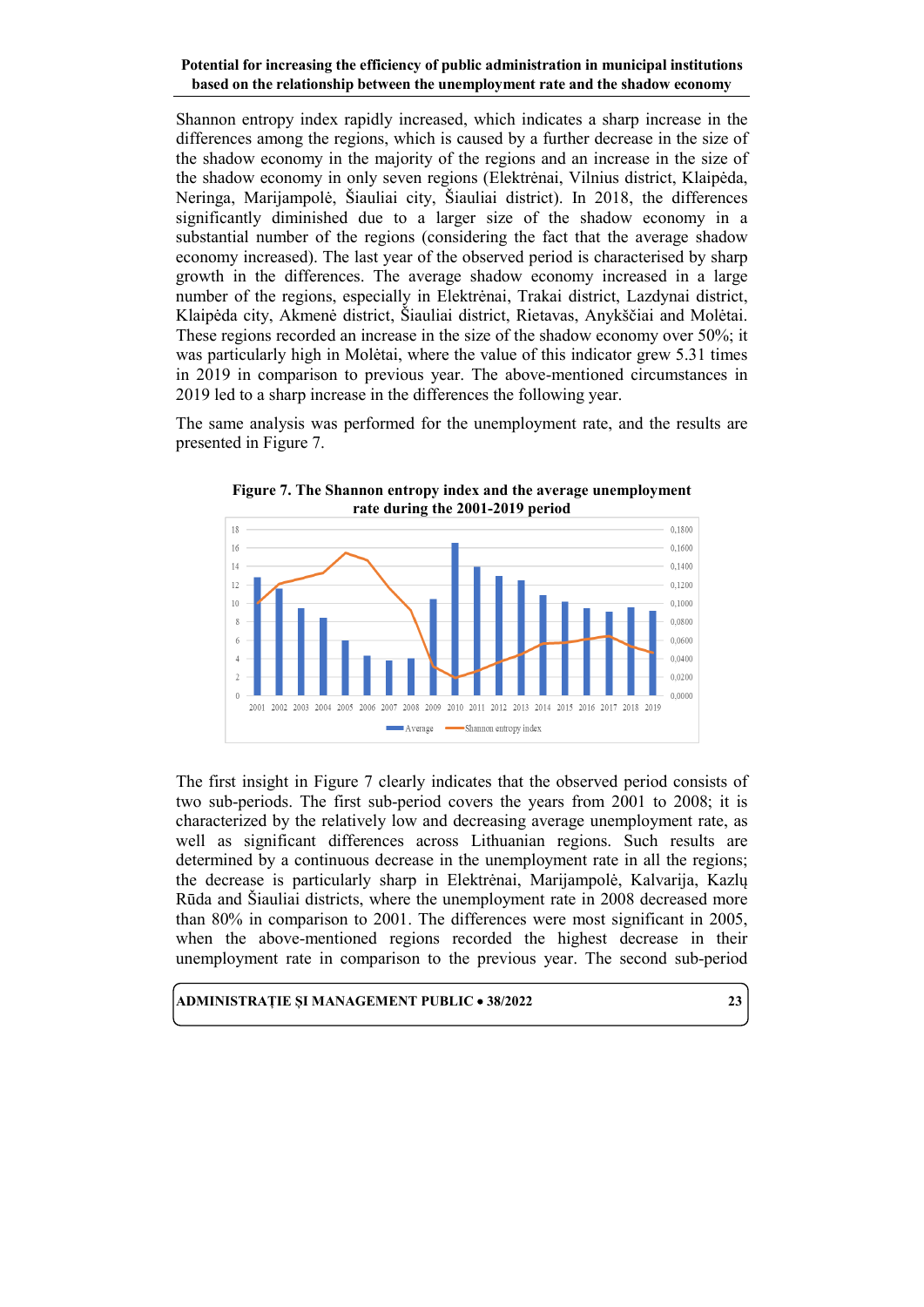Shannon entropy index rapidly increased, which indicates a sharp increase in the differences among the regions, which is caused by a further decrease in the size of the shadow economy in the majority of the regions and an increase in the size of the shadow economy in only seven regions (Elektrėnai, Vilnius district, Klaipėda, Neringa, Marijampolė, Šiauliai city, Šiauliai district). In 2018, the differences significantly diminished due to a larger size of the shadow economy in a substantial number of the regions (considering the fact that the average shadow economy increased). The last year of the observed period is characterised by sharp growth in the differences. The average shadow economy increased in a large number of the regions, especially in Elektrėnai, Trakai district, Lazdynai district, Klaipėda city, Akmenė district, Šiauliai district, Rietavas, Anykščiai and Molėtai. These regions recorded an increase in the size of the shadow economy over 50%; it was particularly high in Molėtai, where the value of this indicator grew 5.31 times in 2019 in comparison to previous year. The above-mentioned circumstances in 2019 led to a sharp increase in the differences the following year.

The same analysis was performed for the unemployment rate, and the results are presented in Figure 7.

**Figure 7. The Shannon entropy index and the average unemployment rate during the 2001-2019 period**

The first insight in Figure 7 clearly indicates that the observed period consists of two sub-periods. The first sub-period covers the years from 2001 to 2008; it is characterized by the relatively low and decreasing average unemployment rate, as well as significant differences across Lithuanian regions. Such results are determined by a continuous decrease in the unemployment rate in all the regions; the decrease is particularly sharp in Elektrėnai, Marijampolė, Kalvarija, Kazlų Rūda and Šiauliai districts, where the unemployment rate in 2008 decreased more than 80% in comparison to 2001. The differences were most significant in 2005, when the above-mentioned regions recorded the highest decrease in their unemployment rate in comparison to the previous year. The second sub-period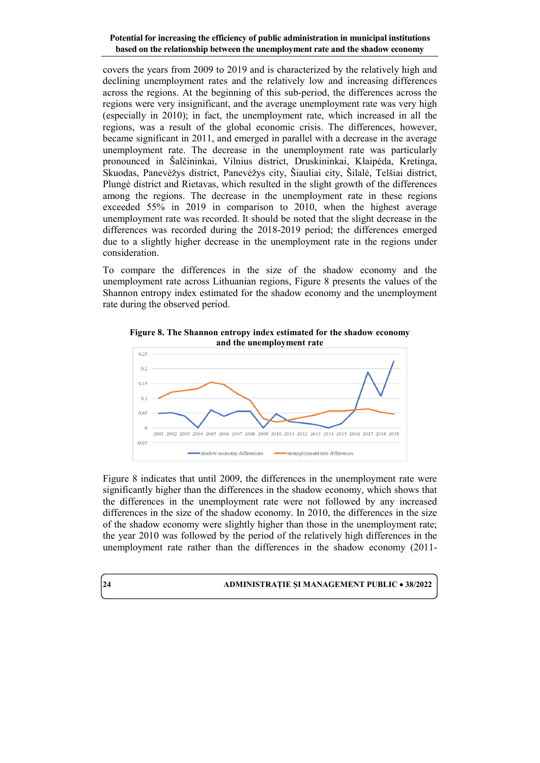covers the years from 2009 to 2019 and is characterized by the relatively high and declining unemployment rates and the relatively low and increasing differences across the regions. At the beginning of this sub-period, the differences across the regions were very insignificant, and the average unemployment rate was very high (especially in 2010); in fact, the unemployment rate, which increased in all the regions, was a result of the global economic crisis. The differences, however, became significant in 2011, and emerged in parallel with a decrease in the average unemployment rate. The decrease in the unemployment rate was particularly pronounced in Šalčininkai, Vilnius district, Druskininkai, Klaipėda, Kretinga, Skuodas, Panevėžys district, Panevėžys city, Šiauliai city, Šilalė, Telšiai district, Plungė district and Rietavas, which resulted in the slight growth of the differences among the regions. The decrease in the unemployment rate in these regions exceeded 55% in 2019 in comparison to 2010, when the highest average unemployment rate was recorded. It should be noted that the slight decrease in the differences was recorded during the 2018-2019 period; the differences emerged due to a slightly higher decrease in the unemployment rate in the regions under consideration.

To compare the differences in the size of the shadow economy and the unemployment rate across Lithuanian regions, Figure 8 presents the values of the Shannon entropy index estimated for the shadow economy and the unemployment rate during the observed period.

**Figure 8. The Shannon entropy index estimated for the shadow economy and the unemployment rate**

Figure 8 indicates that until 2009, the differences in the unemployment rate were significantly higher than the differences in the shadow economy, which shows that the differences in the unemployment rate were not followed by any increased differences in the size of the shadow economy. In 2010, the differences in the size of the shadow economy were slightly higher than those in the unemployment rate; the year 2010 was followed by the period of the relatively high differences in the unemployment rate rather than the differences in the shadow economy (2011-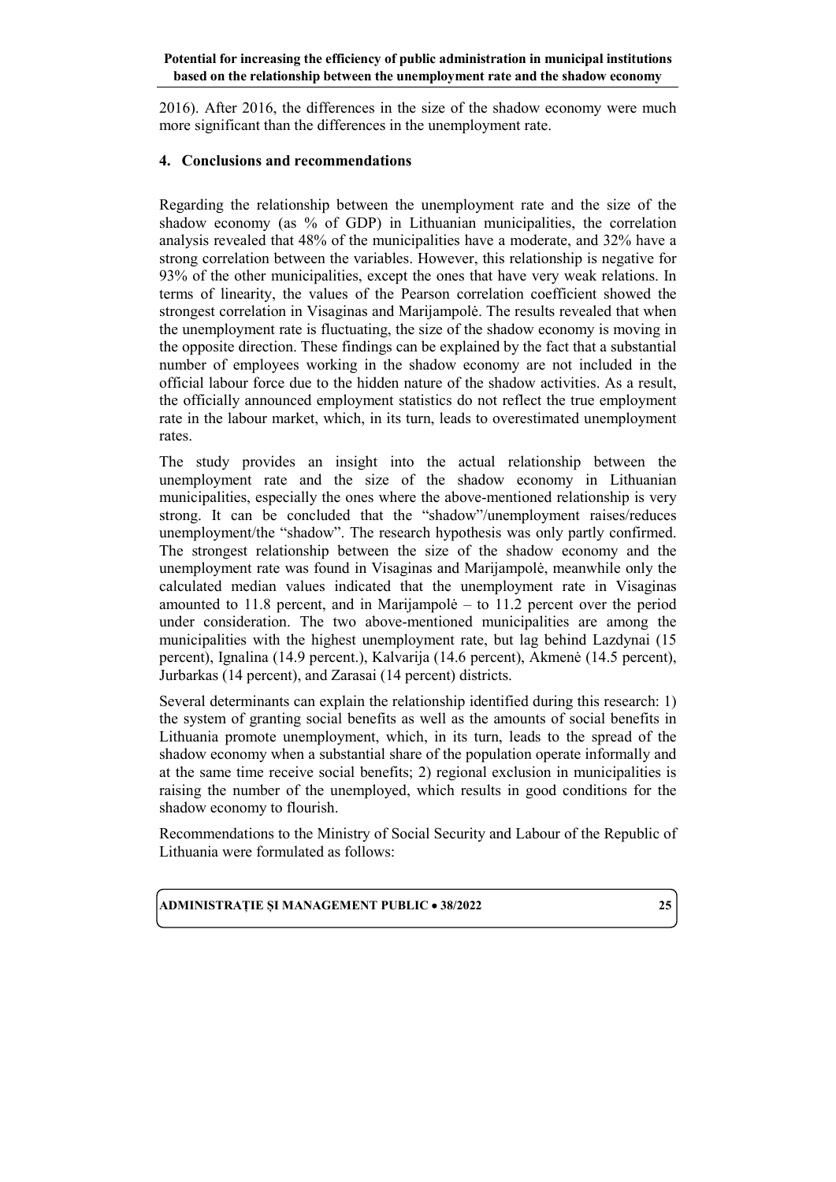2016). After 2016, the differences in the size of the shadow economy were much more significant than the differences in the unemployment rate.

## 4. Conclusions and recommendations

Regarding the relationship between the unemployment rate and the size of the shadow economy (as % of GDP) in Lithuanian municipalities, the correlation analysis revealed that 48% of the municipalities have a moderate, and 32% have a strong correlation between the variables. However, this relationship is negative for 93% of the other municipalities, except the ones that have very weak relations. In terms of linearity, the values of the Pearson correlation coefficient showed the strongest correlation in Visaginas and Marijampolė. The results revealed that when the unemployment rate is fluctuating, the size of the shadow economy is moving in the opposite direction. These findings can be explained by the fact that a substantial number of employees working in the shadow economy are not included in the official labour force due to the hidden nature of the shadow activities. As a result, the officially announced employment statistics do not reflect the true employment rate in the labour market, which, in its turn, leads to overestimated unemployment rates.

The study provides an insight into the actual relationship between the unemployment rate and the size of the shadow economy in Lithuanian municipalities, especially the ones where the above-mentioned relationship is very strong. It can be concluded that the "shadow"/unemployment raises/reduces unemployment/the "shadow". The research hypothesis was only partly confirmed. The strongest relationship between the size of the shadow economy and the unemployment rate was found in Visaginas and Marijampolė, meanwhile only the calculated median values indicated that the unemployment rate in Visaginas amounted to 11.8 percent, and in Marijampolė – to 11.2 percent over the period under consideration. The two above-mentioned municipalities are among the municipalities with the highest unemployment rate, but lag behind Lazdynai (15 percent), Ignalina (14.9 percent.), Kalvarija (14.6 percent), Akmenė (14.5 percent), Jurbarkas (14 percent), and Zarasai (14 percent) districts.

Several determinants can explain the relationship identified during this research: 1) the system of granting social benefits as well as the amounts of social benefits in Lithuania promote unemployment, which, in its turn, leads to the spread of the shadow economy when a substantial share of the population operate informally and at the same time receive social benefits; 2) regional exclusion in municipalities is raising the number of the unemployed, which results in good conditions for the shadow economy to flourish.

Recommendations to the Ministry of Social Security and Labour of the Republic of Lithuania were formulated as follows: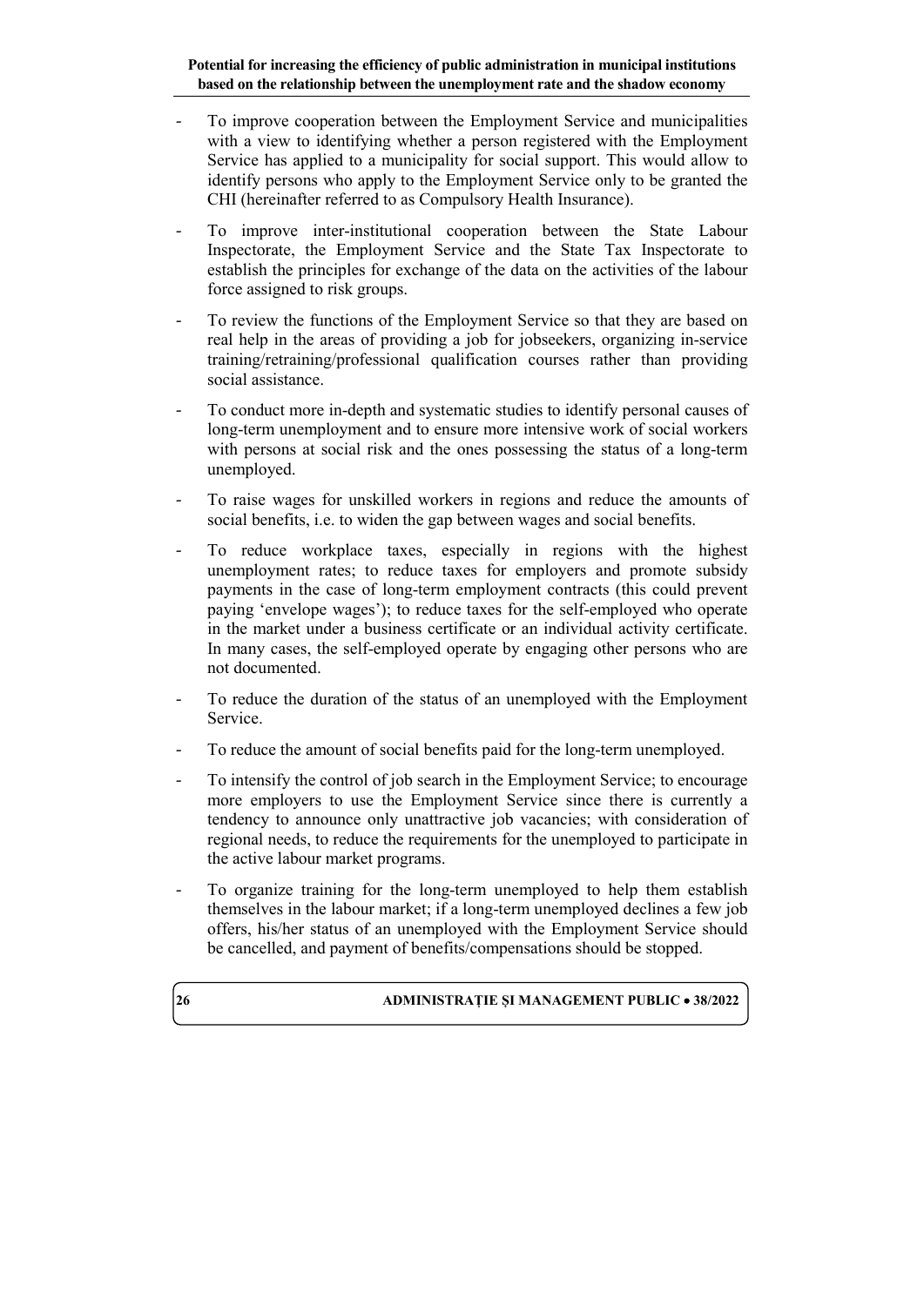- To improve cooperation between the Employment Service and municipalities with a view to identifying whether a person registered with the Employment Service has applied to a municipality for social support. This would allow to identify persons who apply to the Employment Service only to be granted the CHI (hereinafter referred to as Compulsory Health Insurance).
- To improve inter-institutional cooperation between the State Labour Inspectorate, the Employment Service and the State Tax Inspectorate to establish the principles for exchange of the data on the activities of the labour force assigned to risk groups.
- To review the functions of the Employment Service so that they are based on real help in the areas of providing a job for jobseekers, organizing in-service training/retraining/professional qualification courses rather than providing social assistance.
- To conduct more in-depth and systematic studies to identify personal causes of long-term unemployment and to ensure more intensive work of social workers with persons at social risk and the ones possessing the status of a long-term unemployed.
- To raise wages for unskilled workers in regions and reduce the amounts of social benefits, i.e. to widen the gap between wages and social benefits.
- To reduce workplace taxes, especially in regions with the highest unemployment rates; to reduce taxes for employers and promote subsidy payments in the case of long-term employment contracts (this could prevent paying 'envelope wages'); to reduce taxes for the self-employed who operate in the market under a business certificate or an individual activity certificate. In many cases, the self-employed operate by engaging other persons who are not documented.
- To reduce the duration of the status of an unemployed with the Employment Service.
- To reduce the amount of social benefits paid for the long-term unemployed.
- To intensify the control of job search in the Employment Service; to encourage more employers to use the Employment Service since there is currently a tendency to announce only unattractive job vacancies; with consideration of regional needs, to reduce the requirements for the unemployed to participate in the active labour market programs.
- To organize training for the long-term unemployed to help them establish themselves in the labour market; if a long-term unemployed declines a few job offers, his/her status of an unemployed with the Employment Service should be cancelled, and payment of benefits/compensations should be stopped.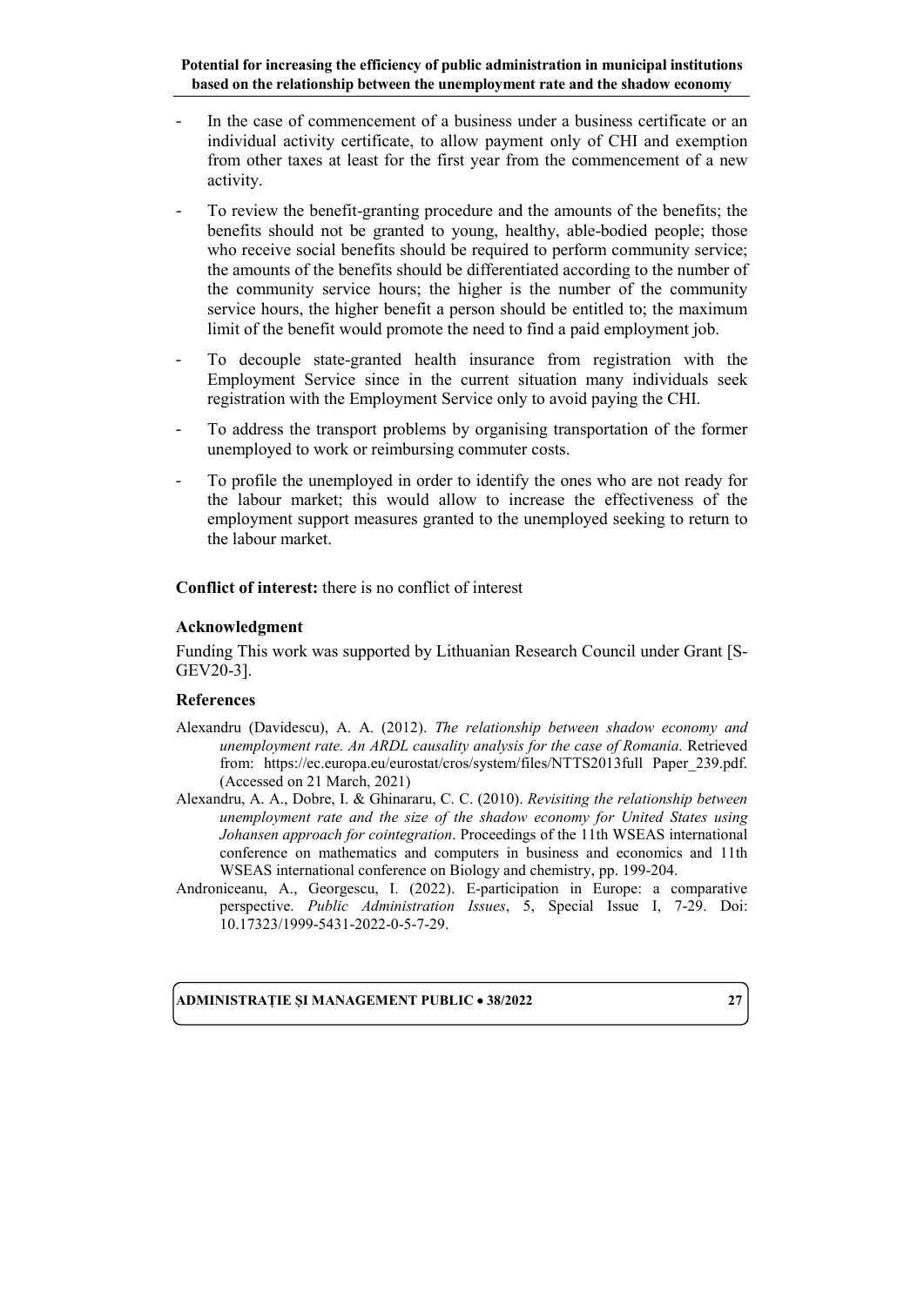- In the case of commencement of a business under a business certificate or an individual activity certificate, to allow payment only of CHI and exemption from other taxes at least for the first year from the commencement of a new activity.
- To review the benefit-granting procedure and the amounts of the benefits; the benefits should not be granted to young, healthy, able-bodied people; those who receive social benefits should be required to perform community service; the amounts of the benefits should be differentiated according to the number of the community service hours; the higher is the number of the community service hours, the higher benefit a person should be entitled to; the maximum limit of the benefit would promote the need to find a paid employment job.
- To decouple state-granted health insurance from registration with the Employment Service since in the current situation many individuals seek registration with the Employment Service only to avoid paying the CHI.
- To address the transport problems by organising transportation of the former unemployed to work or reimbursing commuter costs.
- To profile the unemployed in order to identify the ones who are not ready for the labour market; this would allow to increase the effectiveness of the employment support measures granted to the unemployed seeking to return to the labour market.

**Conflict of interest:** there is no conflict of interest

## Acknowledgment

Funding This work was supported by Lithuanian Research Council under Grant [S-GEV20-3].

## References

Alexandru (Davidescu), A. A. (2012). *The relationship between shadow economy and unemployment rate. An ARDL causality analysis for the case of Romania.* Retrieved from: https://ec.europa.eu/eurostat/cros/system/files/NTTS2013full Paper_239.pdf. (Accessed on 21 March, 2021)

Alexandru, A. A., Dobre, I. & Ghinararu, C. C. (2010). *Revisiting the relationship between unemployment rate and the size of the shadow economy for United States using Johansen approach for cointegration*. Proceedings of the 11th WSEAS international conference on mathematics and computers in business and economics and 11th WSEAS international conference on Biology and chemistry, pp. 199-204.

Androniceanu, A., Georgescu, I. (2022). E-participation in Europe: a comparative perspective. *Public Administration Issues*, 5, Special Issue I, 7-29. Doi: 10.17323/1999-5431-2022-0-5-7-29.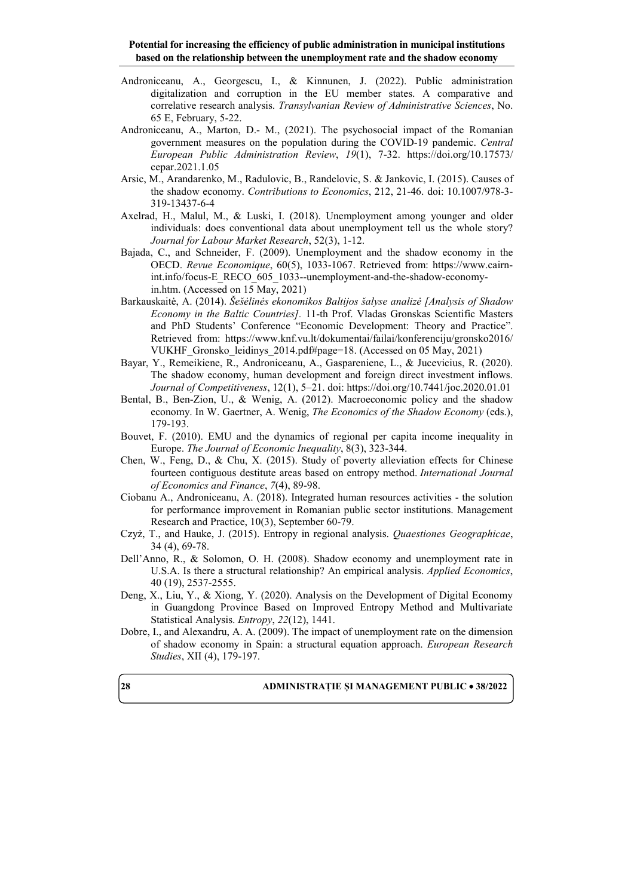Androniceanu, A., Georgescu, I., & Kinnunen, J. (2022). Public administration digitalization and corruption in the EU member states. A comparative and correlative research analysis. *Transylvanian Review of Administrative Sciences*, No. 65 E, February, 5-22.

Androniceanu, A., Marton, D.- M., (2021). The psychosocial impact of the Romanian government measures on the population during the COVID-19 pandemic. *Central European Public Administration Review*, *19*(1), 7-32. https://doi.org/10.17573/cepar.2021.1.05

Arsic, M., Arandarenko, M., Radulovic, B., Randelovic, S. & Jankovic, I. (2015). Causes of the shadow economy. *Contributions to Economics*, 212, 21-46. doi: 10.1007/978-3-319-13437-6-4

Axelrad, H., Malul, M., & Luski, I. (2018). Unemployment among younger and older individuals: does conventional data about unemployment tell us the whole story? *Journal for Labour Market Research*, 52(3), 1-12.

Bajada, C., and Schneider, F. (2009). Unemployment and the shadow economy in the OECD. *Revue Economique*, 60(5), 1033-1067. Retrieved from: https://www.cairn-int.info/focus-E_RECO_605_1033--unemployment-and-the-shadow-economy-in.htm. (Accessed on 15 May, 2021)

Barkauskaitė, A. (2014). *Šešėlinės ekonomikos Baltijos šalyse analizė [Analysis of Shadow Economy in the Baltic Countries]*. 11-th Prof. Vladas Gronskas Scientific Masters and PhD Students' Conference "Economic Development: Theory and Practice". Retrieved from: https://www.knf.vu.lt/dokumentai/failai/konferenciju/gronsko2016/VUKHF_Gronsko_leidinys_2014.pdf#page=18. (Accessed on 05 May, 2021)

Bayar, Y., Remeikiene, R., Androniceanu, A., Gaspareniene, L., & Jucevicius, R. (2020). The shadow economy, human development and foreign direct investment inflows. *Journal of Competitiveness*, 12(1), 5–21. doi: https://doi.org/10.7441/joc.2020.01.01

Bental, B., Ben-Zion, U., & Wenig, A. (2012). Macroeconomic policy and the shadow economy. In W. Gaertner, A. Wenig, *The Economics of the Shadow Economy* (eds.), 179-193.

Bouvet, F. (2010). EMU and the dynamics of regional per capita income inequality in Europe. *The Journal of Economic Inequality*, 8(3), 323-344.

Chen, W., Feng, D., & Chu, X. (2015). Study of poverty alleviation effects for Chinese fourteen contiguous destitute areas based on entropy method. *International Journal of Economics and Finance*, *7*(4), 89-98.

Ciobanu A., Androniceanu, A. (2018). Integrated human resources activities - the solution for performance improvement in Romanian public sector institutions. Management Research and Practice, 10(3), September 60-79.

Czyż, T., and Hauke, J. (2015). Entropy in regional analysis. *Quaestiones Geographicae*, 34 (4), 69-78.

Dell'Anno, R., & Solomon, O. H. (2008). Shadow economy and unemployment rate in U.S.A. Is there a structural relationship? An empirical analysis. *Applied Economics*, 40 (19), 2537-2555.

Deng, X., Liu, Y., & Xiong, Y. (2020). Analysis on the Development of Digital Economy in Guangdong Province Based on Improved Entropy Method and Multivariate Statistical Analysis. *Entropy*, *22*(12), 1441.

Dobre, I., and Alexandru, A. A. (2009). The impact of unemployment rate on the dimension of shadow economy in Spain: a structural equation approach. *European Research Studies*, XII (4), 179-197.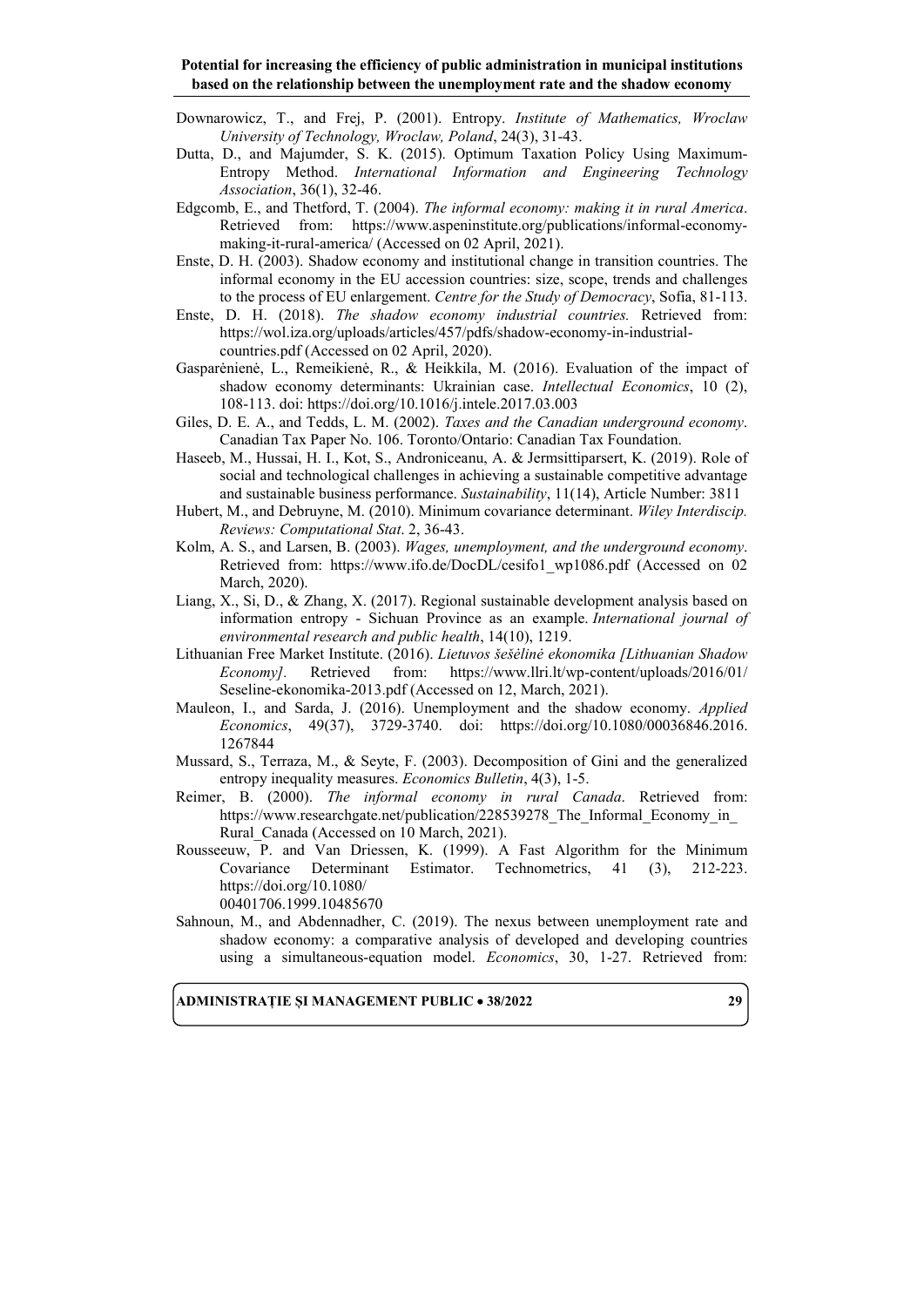Downarowicz, T., and Frej, P. (2001). Entropy. *Institute of Mathematics, Wroclaw University of Technology, Wroclaw, Poland*, 24(3), 31-43.

Dutta, D., and Majumder, S. K. (2015). Optimum Taxation Policy Using Maximum-Entropy Method. *International Information and Engineering Technology Association*, 36(1), 32-46.

Edgcomb, E., and Thetford, T. (2004). *The informal economy: making it in rural America*. Retrieved from: https://www.aspeninstitute.org/publications/informal-economy-making-it-rural-america/ (Accessed on 02 April, 2021).

Enste, D. H. (2003). Shadow economy and institutional change in transition countries. The informal economy in the EU accession countries: size, scope, trends and challenges to the process of EU enlargement. *Centre for the Study of Democracy*, Sofia, 81-113.

Enste, D. H. (2018). *The shadow economy industrial countries.* Retrieved from: https://wol.iza.org/uploads/articles/457/pdfs/shadow-economy-in-industrial-countries.pdf (Accessed on 02 April, 2020).

Gasparėnienė, L., Remeikienė, R., & Heikkila, M. (2016). Evaluation of the impact of shadow economy determinants: Ukrainian case. *Intellectual Economics*, 10 (2), 108-113. doi: https://doi.org/10.1016/j.intele.2017.03.003

Giles, D. E. A., and Tedds, L. M. (2002). *Taxes and the Canadian underground economy*. Canadian Tax Paper No. 106. Toronto/Ontario: Canadian Tax Foundation.

Haseeb, M., Hussai, H. I., Kot, S., Androniceanu, A. & Jermsittiparsert, K. (2019). Role of social and technological challenges in achieving a sustainable competitive advantage and sustainable business performance. *Sustainability*, 11(14), Article Number: 3811

Hubert, M., and Debruyne, M. (2010). Minimum covariance determinant. *Wiley Interdiscip. Reviews: Computational Stat*. 2, 36-43.

Kolm, A. S., and Larsen, B. (2003). *Wages, unemployment, and the underground economy*. Retrieved from: https://www.ifo.de/DocDL/cesifo1_wp1086.pdf (Accessed on 02 March, 2020).

Liang, X., Si, D., & Zhang, X. (2017). Regional sustainable development analysis based on information entropy - Sichuan Province as an example. *International journal of environmental research and public health*, 14(10), 1219.

Lithuanian Free Market Institute. (2016). *Lietuvos šešėlinė ekonomika [Lithuanian Shadow Economy].* Retrieved from: https://www.llri.lt/wp-content/uploads/2016/01/Seseline-ekonomika-2013.pdf (Accessed on 12, March, 2021).

Mauleon, I., and Sarda, J. (2016). Unemployment and the shadow economy. *Applied Economics*, 49(37), 3729-3740. doi: https://doi.org/10.1080/00036846.2016.1267844

Mussard, S., Terraza, M., & Seyte, F. (2003). Decomposition of Gini and the generalized entropy inequality measures. *Economics Bulletin*, 4(3), 1-5.

Reimer, B. (2000). *The informal economy in rural Canada*. Retrieved from: https://www.researchgate.net/publication/228539278_The_Informal_Economy_in_Rural_Canada (Accessed on 10 March, 2021).

Rousseeuw, P. and Van Driessen, K. (1999). A Fast Algorithm for the Minimum Covariance Determinant Estimator. Technometrics, 41 (3), 212-223. https://doi.org/10.1080/00401706.1999.10485670

Sahnoun, M., and Abdennadher, C. (2019). The nexus between unemployment rate and shadow economy: a comparative analysis of developed and developing countries using a simultaneous-equation model. *Economics*, 30, 1-27. Retrieved from: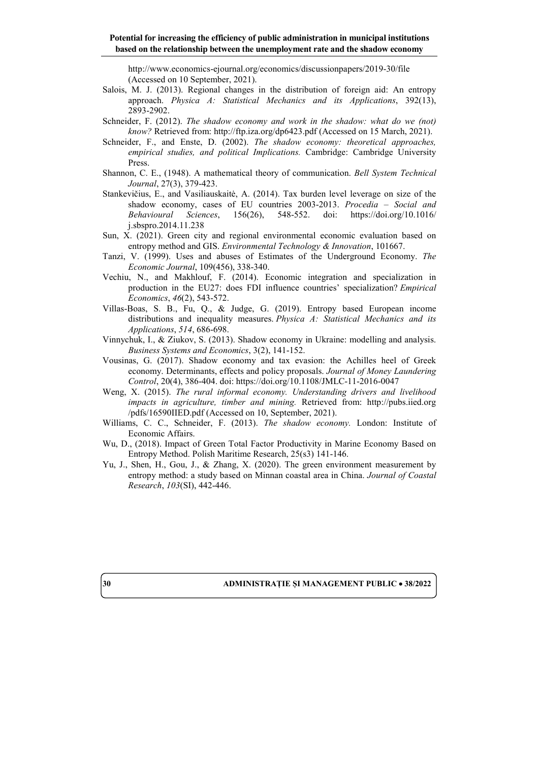http://www.economics-ejournal.org/economics/discussionpapers/2019-30/file (Accessed on 10 September, 2021).

Salois, M. J. (2013). Regional changes in the distribution of foreign aid: An entropy approach. *Physica A: Statistical Mechanics and its Applications*, 392(13), 2893-2902.

Schneider, F. (2012). *The shadow economy and work in the shadow: what do we (not) know?* Retrieved from: http://ftp.iza.org/dp6423.pdf (Accessed on 15 March, 2021).

Schneider, F., and Enste, D. (2002). *The shadow economy: theoretical approaches, empirical studies, and political Implications.* Cambridge: Cambridge University Press.

Shannon, C. E., (1948). A mathematical theory of communication. *Bell System Technical Journal*, 27(3), 379-423.

Stankevičius, E., and Vasiliauskaitė, A. (2014). Tax burden level leverage on size of the shadow economy, cases of EU countries 2003-2013. *Procedia – Social and Behavioural Sciences*, 156(26), 548-552. doi: https://doi.org/10.1016/j.sbspro.2014.11.238

Sun, X. (2021). Green city and regional environmental economic evaluation based on entropy method and GIS. *Environmental Technology & Innovation*, 101667.

Tanzi, V. (1999). Uses and abuses of Estimates of the Underground Economy. *The Economic Journal*, 109(456), 338-340.

Vechiu, N., and Makhlouf, F. (2014). Economic integration and specialization in production in the EU27: does FDI influence countries' specialization? *Empirical Economics*, *46*(2), 543-572.

Villas-Boas, S. B., Fu, Q., & Judge, G. (2019). Entropy based European income distributions and inequality measures. *Physica A: Statistical Mechanics and its Applications*, *514*, 686-698.

Vinnychuk, I., & Ziukov, S. (2013). Shadow economy in Ukraine: modelling and analysis. *Business Systems and Economics*, 3(2), 141-152.

Vousinas, G. (2017). Shadow economy and tax evasion: the Achilles heel of Greek economy. Determinants, effects and policy proposals. *Journal of Money Laundering Control*, 20(4), 386-404. doi: https://doi.org/10.1108/JMLC-11-2016-0047

Weng, X. (2015). *The rural informal economy. Understanding drivers and livelihood impacts in agriculture, timber and mining.* Retrieved from: http://pubs.iied.org/pdfs/16590IIED.pdf (Accessed on 10, September, 2021).

Williams, C. C., Schneider, F. (2013). *The shadow economy.* London: Institute of Economic Affairs.

Wu, D., (2018). Impact of Green Total Factor Productivity in Marine Economy Based on Entropy Method. Polish Maritime Research, 25(s3) 141-146.

Yu, J., Shen, H., Gou, J., & Zhang, X. (2020). The green environment measurement by entropy method: a study based on Minnan coastal area in China. *Journal of Coastal Research*, *103*(SI), 442-446.